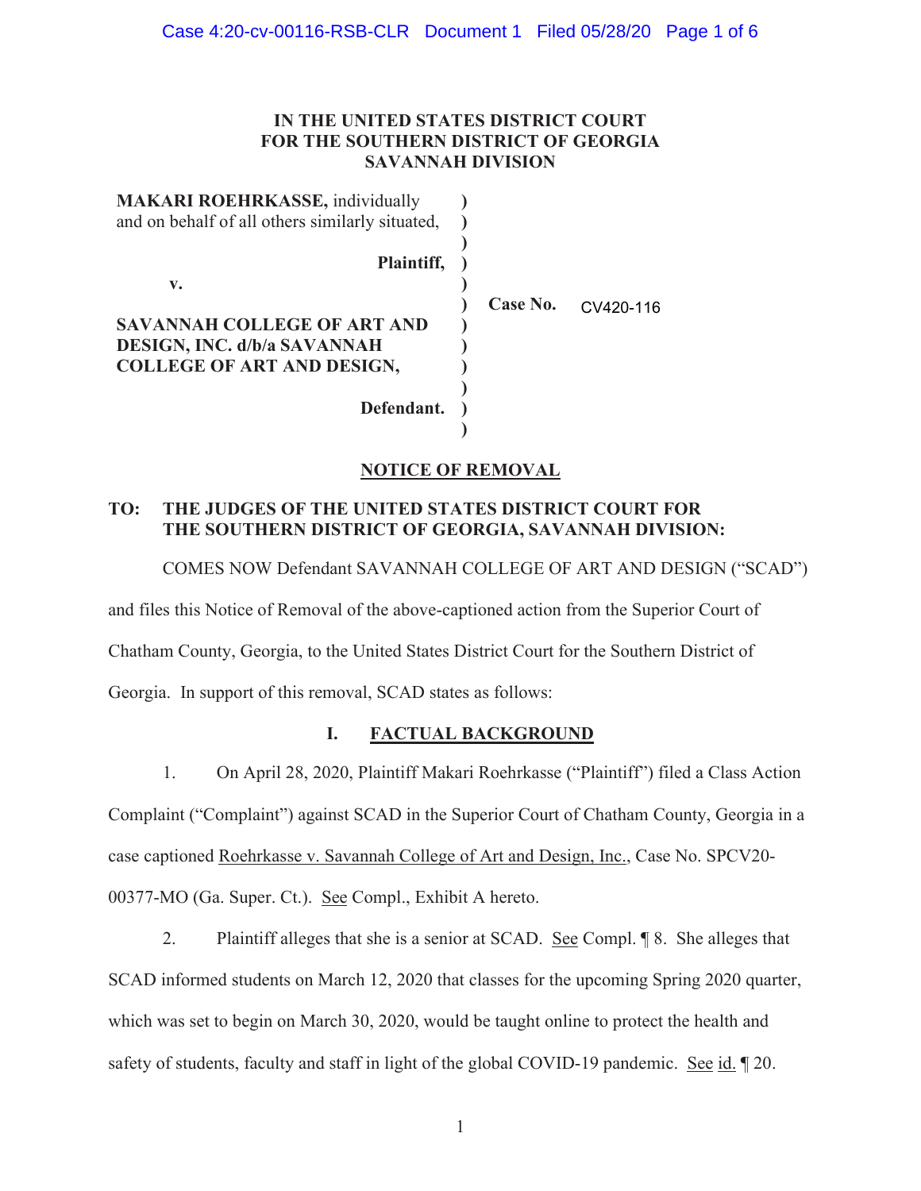# IN THE UNITED STATES DISTRICT COURT FOR THE SOUTHERN DISTRICT OF GEORGIA SAVANNAH DIVISION

**MAKARI ROEHRKASSE,** individually and on behalf of all others similarly situated,

**Plaintiff,**

**v.**

**SAVANNAH COLLEGE OF ART AND DESIGN, INC. d/b/a SAVANNAH COLLEGE OF ART AND DESIGN,**

**Defendant.**

**Case No.** CV420-116

## NOTICE OF REMOVAL

**TO: THE JUDGES OF THE UNITED STATES DISTRICT COURT FOR THE SOUTHERN DISTRICT OF GEORGIA, SAVANNAH DIVISION:**

COMES NOW Defendant SAVANNAH COLLEGE OF ART AND DESIGN ("SCAD") and files this Notice of Removal of the above-captioned action from the Superior Court of Chatham County, Georgia, to the United States District Court for the Southern District of Georgia. In support of this removal, SCAD states as follows:

## I. FACTUAL BACKGROUND

1. On April 28, 2020, Plaintiff Makari Roehrkasse ("Plaintiff") filed a Class Action Complaint ("Complaint") against SCAD in the Superior Court of Chatham County, Georgia in a case captioned Roehrkasse v. Savannah College of Art and Design, Inc., Case No. SPCV20-00377-MO (Ga. Super. Ct.). See Compl., Exhibit A hereto.

2. Plaintiff alleges that she is a senior at SCAD. See Compl. ¶ 8. She alleges that SCAD informed students on March 12, 2020 that classes for the upcoming Spring 2020 quarter, which was set to begin on March 30, 2020, would be taught online to protect the health and safety of students, faculty and staff in light of the global COVID-19 pandemic. See id. ¶ 20.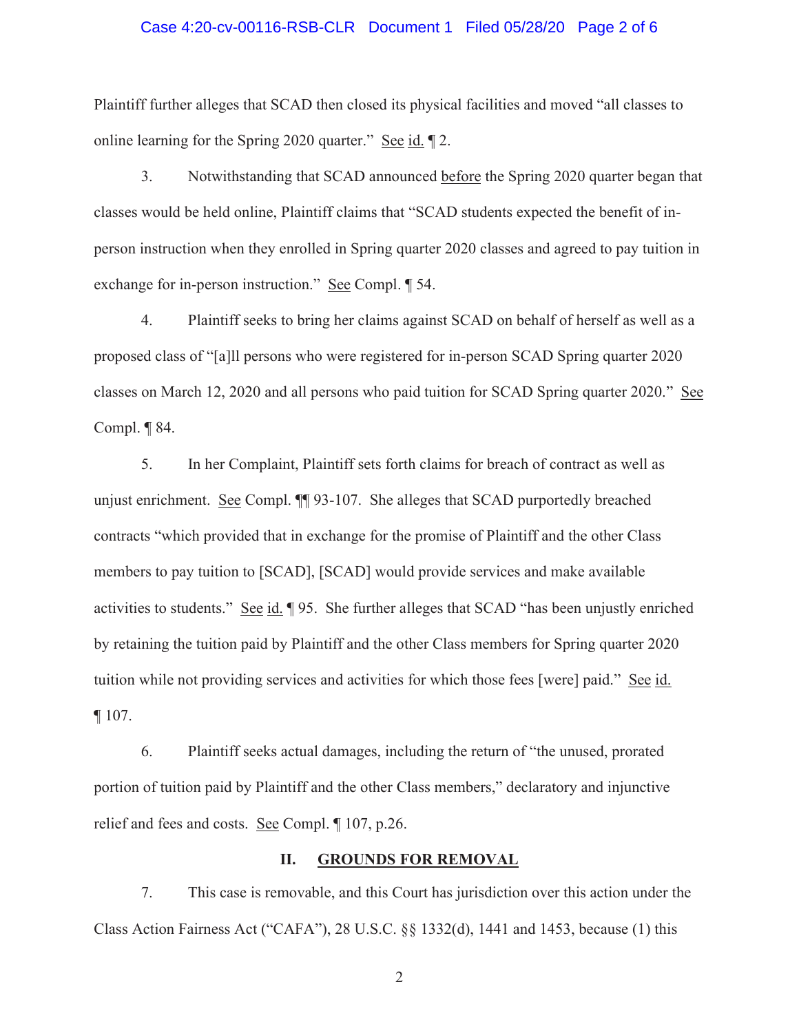Plaintiff further alleges that SCAD then closed its physical facilities and moved "all classes to online learning for the Spring 2020 quarter." See id. ¶ 2.

3. Notwithstanding that SCAD announced before the Spring 2020 quarter began that classes would be held online, Plaintiff claims that "SCAD students expected the benefit of in-person instruction when they enrolled in Spring quarter 2020 classes and agreed to pay tuition in exchange for in-person instruction." See Compl. ¶ 54.

4. Plaintiff seeks to bring her claims against SCAD on behalf of herself as well as a proposed class of "[a]ll persons who were registered for in-person SCAD Spring quarter 2020 classes on March 12, 2020 and all persons who paid tuition for SCAD Spring quarter 2020." See Compl. ¶ 84.

5. In her Complaint, Plaintiff sets forth claims for breach of contract as well as unjust enrichment. See Compl. ¶¶ 93-107. She alleges that SCAD purportedly breached contracts "which provided that in exchange for the promise of Plaintiff and the other Class members to pay tuition to [SCAD], [SCAD] would provide services and make available activities to students." See id. ¶ 95. She further alleges that SCAD "has been unjustly enriched by retaining the tuition paid by Plaintiff and the other Class members for Spring quarter 2020 tuition while not providing services and activities for which those fees [were] paid." See id. ¶ 107.

6. Plaintiff seeks actual damages, including the return of "the unused, prorated portion of tuition paid by Plaintiff and the other Class members," declaratory and injunctive relief and fees and costs. See Compl. ¶ 107, p.26.

## II. GROUNDS FOR REMOVAL

7. This case is removable, and this Court has jurisdiction over this action under the Class Action Fairness Act ("CAFA"), 28 U.S.C. §§ 1332(d), 1441 and 1453, because (1) this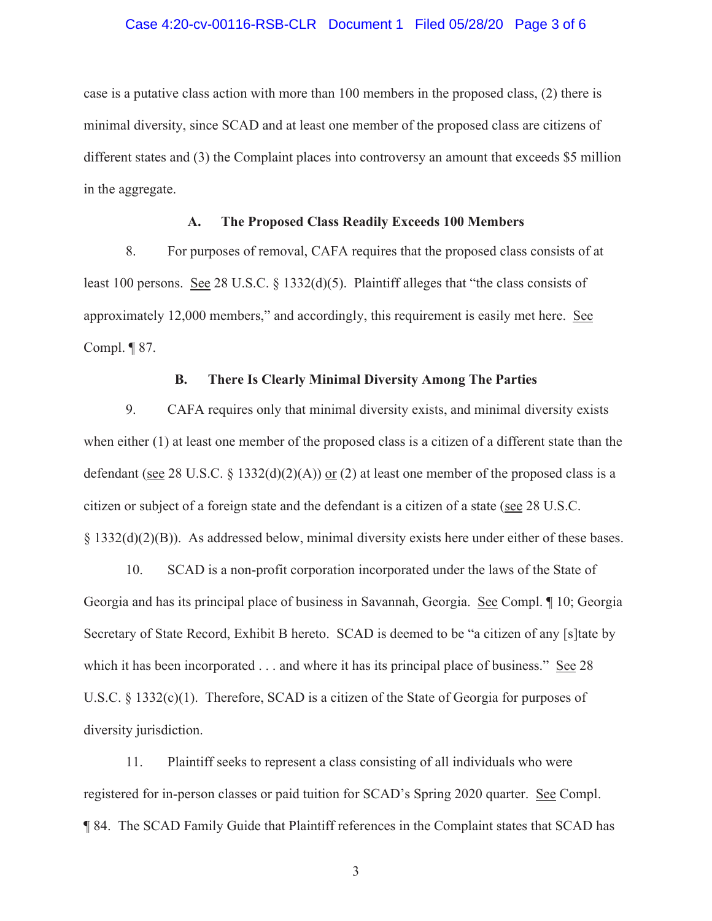case is a putative class action with more than 100 members in the proposed class, (2) there is minimal diversity, since SCAD and at least one member of the proposed class are citizens of different states and (3) the Complaint places into controversy an amount that exceeds $5 million in the aggregate.

### A. The Proposed Class Readily Exceeds 100 Members

8. For purposes of removal, CAFA requires that the proposed class consists of at least 100 persons. See 28 U.S.C. § 1332(d)(5). Plaintiff alleges that "the class consists of approximately 12,000 members," and accordingly, this requirement is easily met here. See Compl. ¶ 87.

### B. There Is Clearly Minimal Diversity Among The Parties

9. CAFA requires only that minimal diversity exists, and minimal diversity exists when either (1) at least one member of the proposed class is a citizen of a different state than the defendant (see 28 U.S.C. § 1332(d)(2)(A)) or (2) at least one member of the proposed class is a citizen or subject of a foreign state and the defendant is a citizen of a state (see 28 U.S.C. § 1332(d)(2)(B)). As addressed below, minimal diversity exists here under either of these bases.

10. SCAD is a non-profit corporation incorporated under the laws of the State of Georgia and has its principal place of business in Savannah, Georgia. See Compl. ¶ 10; Georgia Secretary of State Record, Exhibit B hereto. SCAD is deemed to be "a citizen of any [s]tate by which it has been incorporated . . . and where it has its principal place of business." See 28 U.S.C. § 1332(c)(1). Therefore, SCAD is a citizen of the State of Georgia for purposes of diversity jurisdiction.

11. Plaintiff seeks to represent a class consisting of all individuals who were registered for in-person classes or paid tuition for SCAD's Spring 2020 quarter. See Compl. ¶ 84. The SCAD Family Guide that Plaintiff references in the Complaint states that SCAD has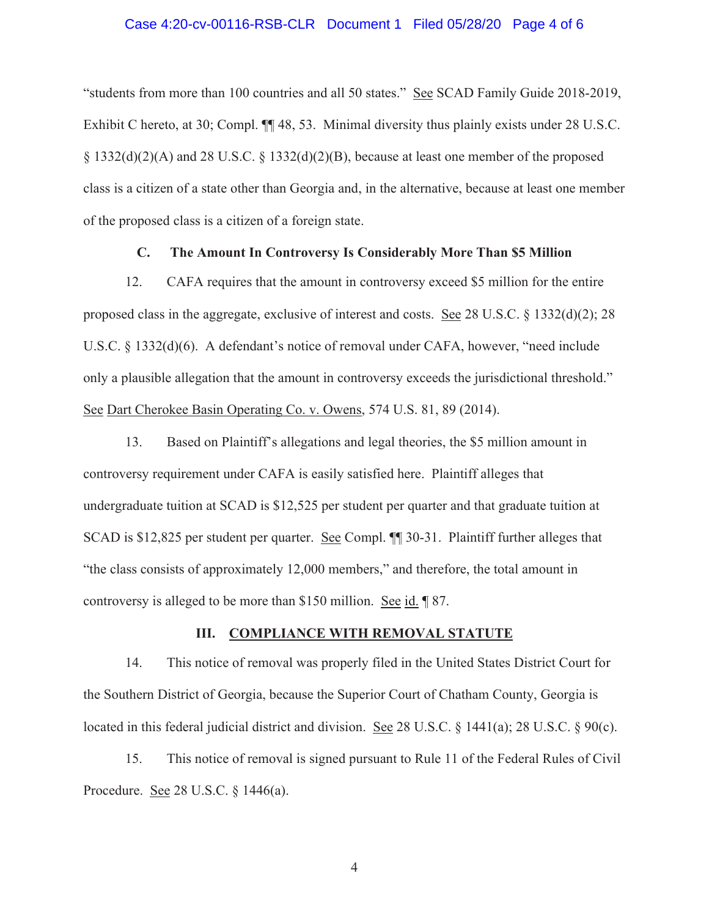"students from more than 100 countries and all 50 states." See SCAD Family Guide 2018-2019, Exhibit C hereto, at 30; Compl. ¶¶ 48, 53. Minimal diversity thus plainly exists under 28 U.S.C. § 1332(d)(2)(A) and 28 U.S.C. § 1332(d)(2)(B), because at least one member of the proposed class is a citizen of a state other than Georgia and, in the alternative, because at least one member of the proposed class is a citizen of a foreign state.

### C. The Amount In Controversy Is Considerably More Than $5 Million

12. CAFA requires that the amount in controversy exceed $5 million for the entire proposed class in the aggregate, exclusive of interest and costs. See 28 U.S.C. § 1332(d)(2); 28 U.S.C. § 1332(d)(6). A defendant's notice of removal under CAFA, however, "need include only a plausible allegation that the amount in controversy exceeds the jurisdictional threshold." See Dart Cherokee Basin Operating Co. v. Owens, 574 U.S. 81, 89 (2014).

13. Based on Plaintiff's allegations and legal theories, the $5 million amount in controversy requirement under CAFA is easily satisfied here. Plaintiff alleges that undergraduate tuition at SCAD is $12,525 per student per quarter and that graduate tuition at SCAD is $12,825 per student per quarter. See Compl. ¶¶ 30-31. Plaintiff further alleges that "the class consists of approximately 12,000 members," and therefore, the total amount in controversy is alleged to be more than $150 million. See id. ¶ 87.

## III. COMPLIANCE WITH REMOVAL STATUTE

14. This notice of removal was properly filed in the United States District Court for the Southern District of Georgia, because the Superior Court of Chatham County, Georgia is located in this federal judicial district and division. See 28 U.S.C. § 1441(a); 28 U.S.C. § 90(c).

15. This notice of removal is signed pursuant to Rule 11 of the Federal Rules of Civil Procedure. See 28 U.S.C. § 1446(a).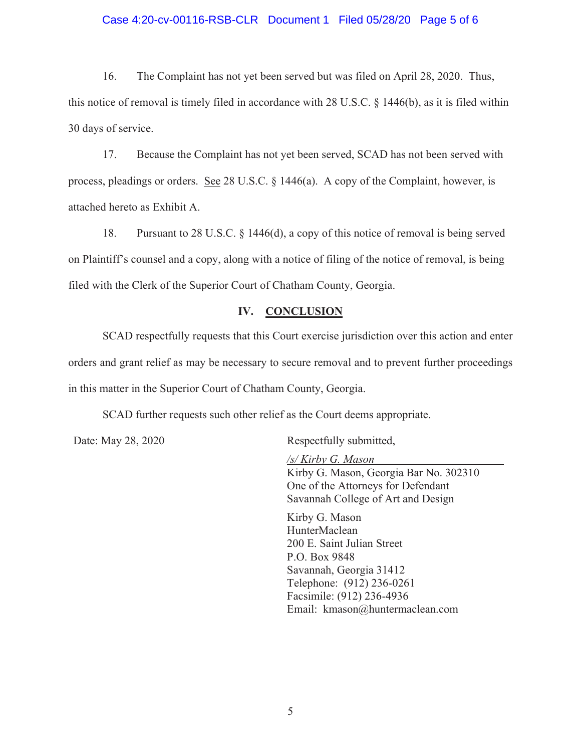16. The Complaint has not yet been served but was filed on April 28, 2020. Thus, this notice of removal is timely filed in accordance with 28 U.S.C. § 1446(b), as it is filed within 30 days of service.

17. Because the Complaint has not yet been served, SCAD has not been served with process, pleadings or orders. See 28 U.S.C. § 1446(a). A copy of the Complaint, however, is attached hereto as Exhibit A.

18. Pursuant to 28 U.S.C. § 1446(d), a copy of this notice of removal is being served on Plaintiff's counsel and a copy, along with a notice of filing of the notice of removal, is being filed with the Clerk of the Superior Court of Chatham County, Georgia.

## IV. CONCLUSION

SCAD respectfully requests that this Court exercise jurisdiction over this action and enter orders and grant relief as may be necessary to secure removal and to prevent further proceedings in this matter in the Superior Court of Chatham County, Georgia.

SCAD further requests such other relief as the Court deems appropriate.

Date: May 28, 2020

Respectfully submitted,

*/s/ Kirby G. Mason*
Kirby G. Mason, Georgia Bar No. 302310
One of the Attorneys for Defendant
Savannah College of Art and Design

Kirby G. Mason
HunterMaclean
200 E. Saint Julian Street
P.O. Box 9848
Savannah, Georgia 31412
Telephone: (912) 236-0261
Facsimile: (912) 236-4936
Email: kmason@huntermaclean.com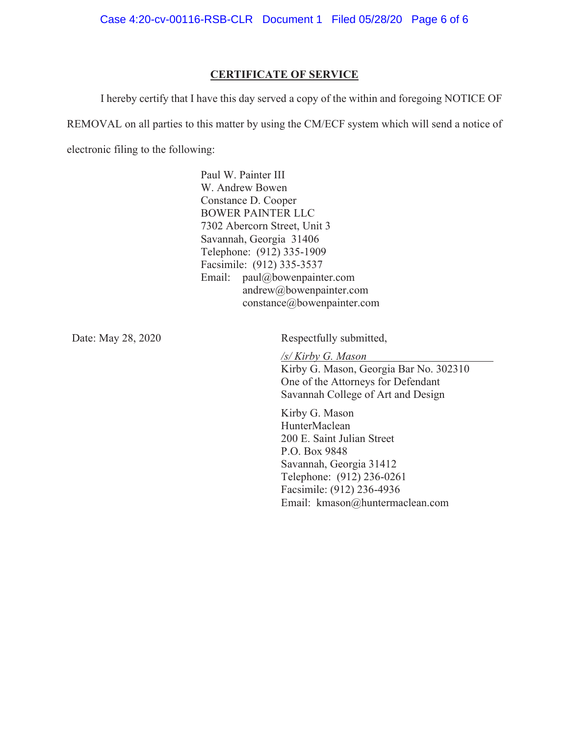## CERTIFICATE OF SERVICE

I hereby certify that I have this day served a copy of the within and foregoing NOTICE OF REMOVAL on all parties to this matter by using the CM/ECF system which will send a notice of electronic filing to the following:

Paul W. Painter III
W. Andrew Bowen
Constance D. Cooper
BOWER PAINTER LLC
7302 Abercorn Street, Unit 3
Savannah, Georgia 31406
Telephone: (912) 335-1909
Facsimile: (912) 335-3537
Email: paul@bowenpainter.com
andrew@bowenpainter.com
constance@bowenpainter.com

Date: May 28, 2020

Respectfully submitted,

*/s/ Kirby G. Mason*
Kirby G. Mason, Georgia Bar No. 302310
One of the Attorneys for Defendant
Savannah College of Art and Design

Kirby G. Mason
HunterMaclean
200 E. Saint Julian Street
P.O. Box 9848
Savannah, Georgia 31412
Telephone: (912) 236-0261
Facsimile: (912) 236-4936
Email: kmason@huntermaclean.com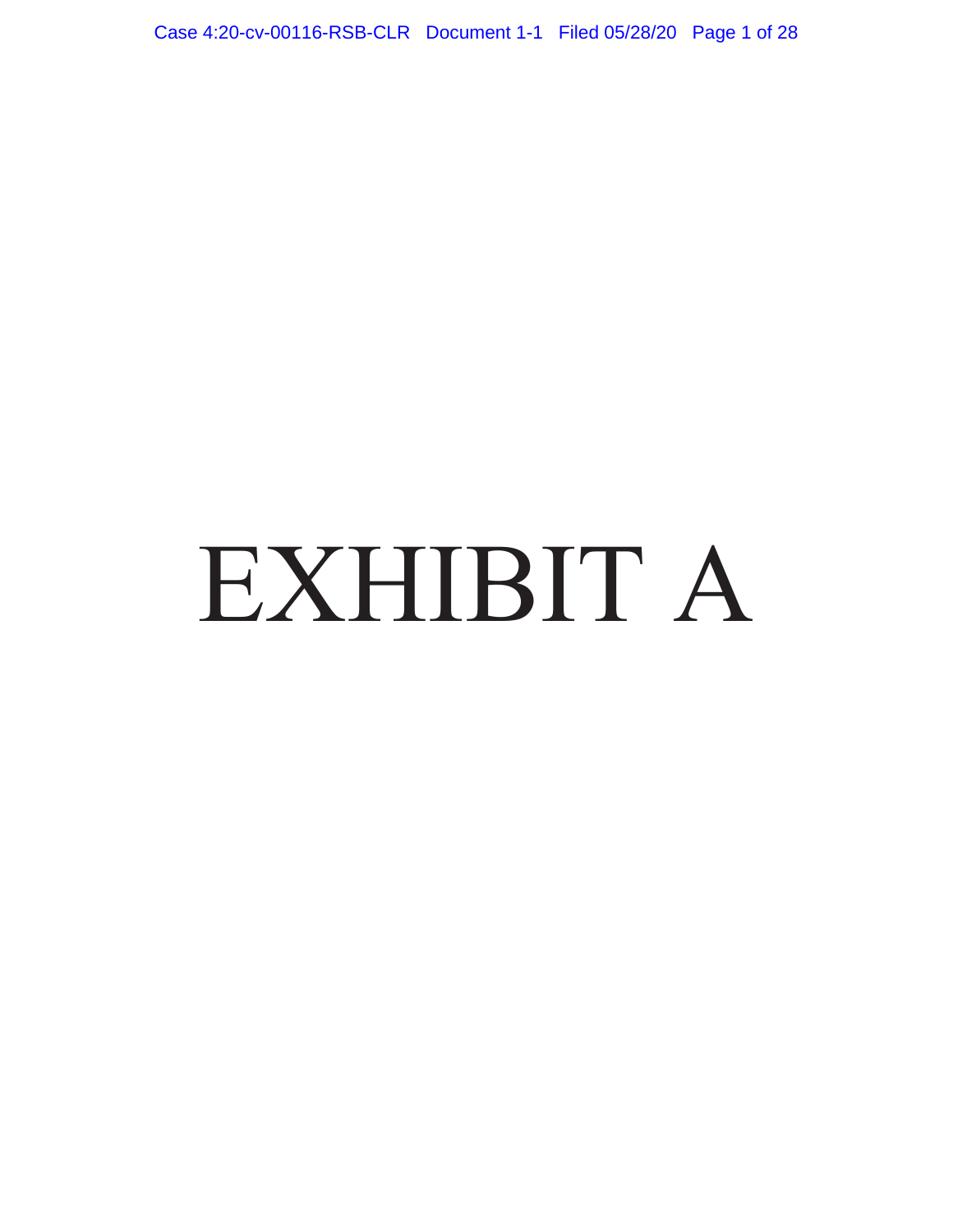# EXHIBIT A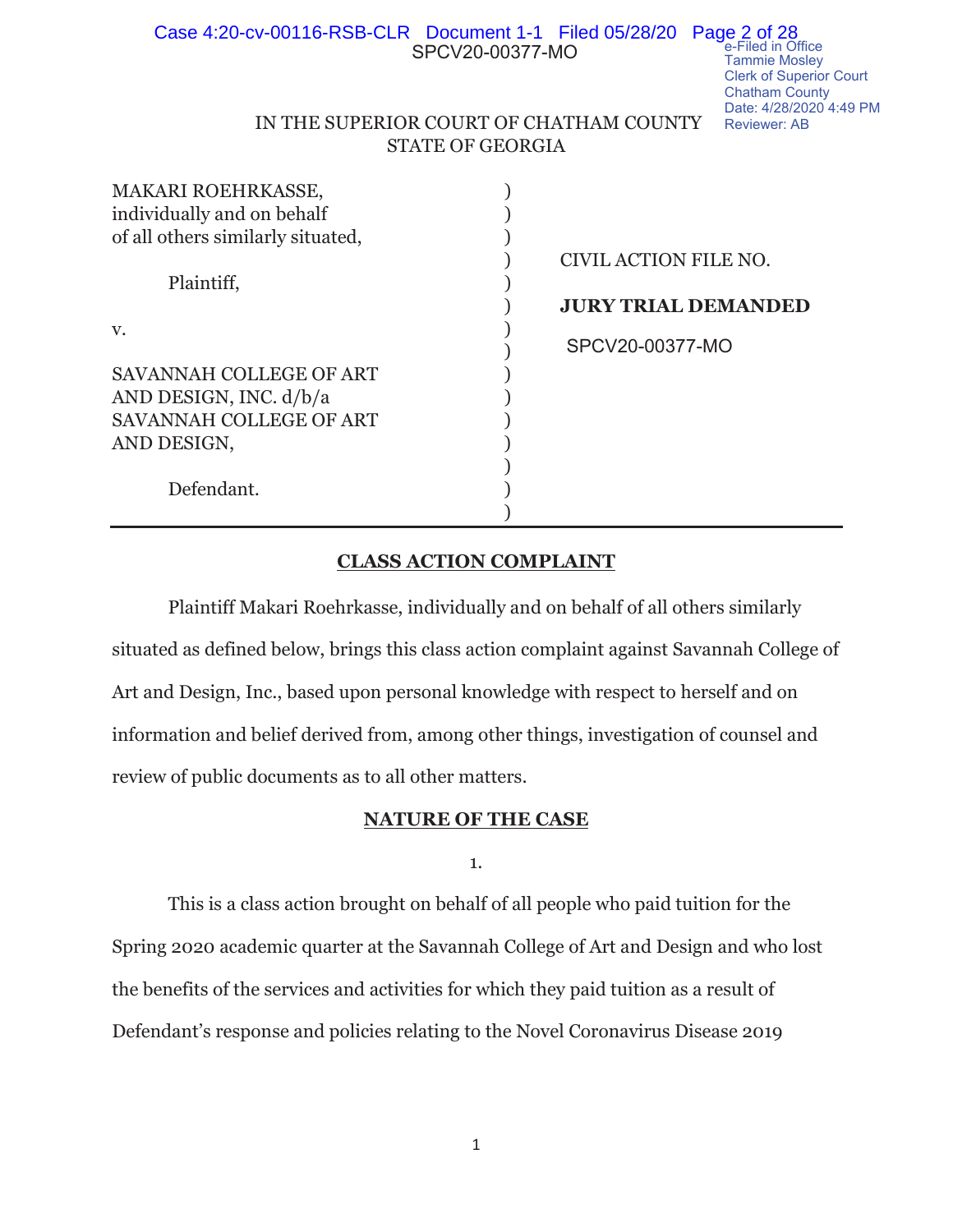IN THE SUPERIOR COURT OF CHATHAM COUNTY
STATE OF GEORGIA

| | | |
|---|---|---|
| MAKARI ROEHRKASSE, individually and on behalf of all others similarly situated, | ) | CIVIL ACTION FILE NO. |
| Plaintiff, | ) | **JURY TRIAL DEMANDED** |
| v. | ) | SPCV20-00377-MO |
| SAVANNAH COLLEGE OF ART AND DESIGN, INC. d/b/a SAVANNAH COLLEGE OF ART AND DESIGN, | ) | |
| Defendant. | ) | |

## CLASS ACTION COMPLAINT

Plaintiff Makari Roehrkasse, individually and on behalf of all others similarly situated as defined below, brings this class action complaint against Savannah College of Art and Design, Inc., based upon personal knowledge with respect to herself and on information and belief derived from, among other things, investigation of counsel and review of public documents as to all other matters.

## NATURE OF THE CASE

1.

This is a class action brought on behalf of all people who paid tuition for the Spring 2020 academic quarter at the Savannah College of Art and Design and who lost the benefits of the services and activities for which they paid tuition as a result of Defendant's response and policies relating to the Novel Coronavirus Disease 2019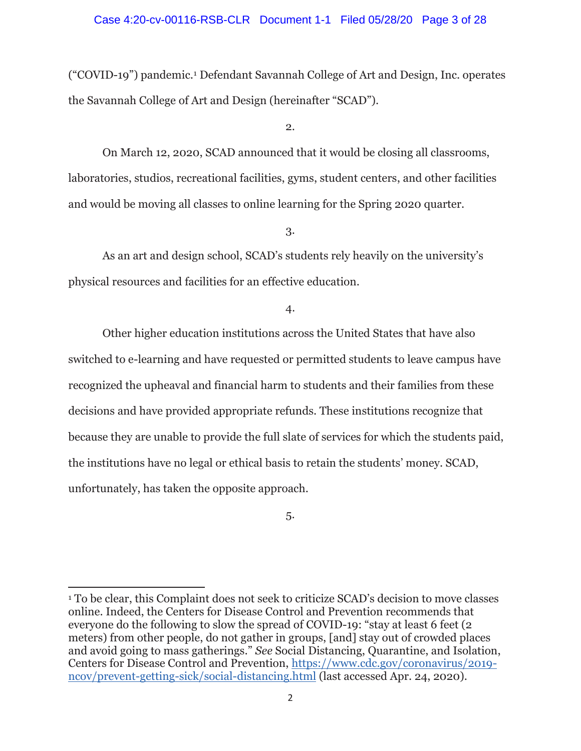(“COVID-19”) pandemic.[1] Defendant Savannah College of Art and Design, Inc. operates the Savannah College of Art and Design (hereinafter “SCAD”).

2.

On March 12, 2020, SCAD announced that it would be closing all classrooms, laboratories, studios, recreational facilities, gyms, student centers, and other facilities and would be moving all classes to online learning for the Spring 2020 quarter.

3.

As an art and design school, SCAD’s students rely heavily on the university’s physical resources and facilities for an effective education.

4.

Other higher education institutions across the United States that have also switched to e-learning and have requested or permitted students to leave campus have recognized the upheaval and financial harm to students and their families from these decisions and have provided appropriate refunds. These institutions recognize that because they are unable to provide the full slate of services for which the students paid, the institutions have no legal or ethical basis to retain the students’ money. SCAD, unfortunately, has taken the opposite approach.

5.

---

[1] To be clear, this Complaint does not seek to criticize SCAD’s decision to move classes online. Indeed, the Centers for Disease Control and Prevention recommends that everyone do the following to slow the spread of COVID-19: “stay at least 6 feet (2 meters) from other people, do not gather in groups, [and] stay out of crowded places and avoid going to mass gatherings.” *See* Social Distancing, Quarantine, and Isolation, Centers for Disease Control and Prevention, https://www.cdc.gov/coronavirus/2019-ncov/prevent-getting-sick/social-distancing.html (last accessed Apr. 24, 2020).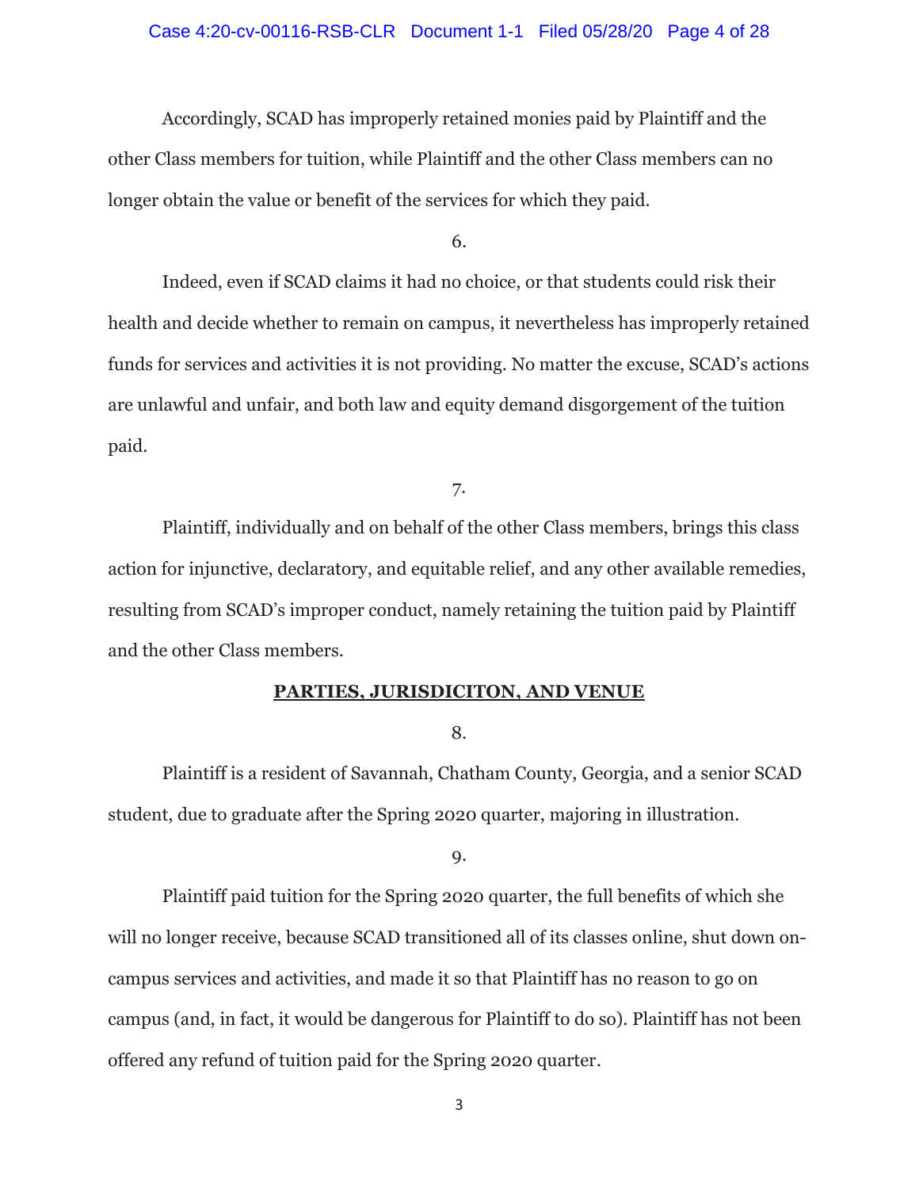Accordingly, SCAD has improperly retained monies paid by Plaintiff and the other Class members for tuition, while Plaintiff and the other Class members can no longer obtain the value or benefit of the services for which they paid.

6.

Indeed, even if SCAD claims it had no choice, or that students could risk their health and decide whether to remain on campus, it nevertheless has improperly retained funds for services and activities it is not providing. No matter the excuse, SCAD's actions are unlawful and unfair, and both law and equity demand disgorgement of the tuition paid.

7.

Plaintiff, individually and on behalf of the other Class members, brings this class action for injunctive, declaratory, and equitable relief, and any other available remedies, resulting from SCAD's improper conduct, namely retaining the tuition paid by Plaintiff and the other Class members.

## PARTIES, JURISDICITON, AND VENUE

8.

Plaintiff is a resident of Savannah, Chatham County, Georgia, and a senior SCAD student, due to graduate after the Spring 2020 quarter, majoring in illustration.

9.

Plaintiff paid tuition for the Spring 2020 quarter, the full benefits of which she will no longer receive, because SCAD transitioned all of its classes online, shut down on-campus services and activities, and made it so that Plaintiff has no reason to go on campus (and, in fact, it would be dangerous for Plaintiff to do so). Plaintiff has not been offered any refund of tuition paid for the Spring 2020 quarter.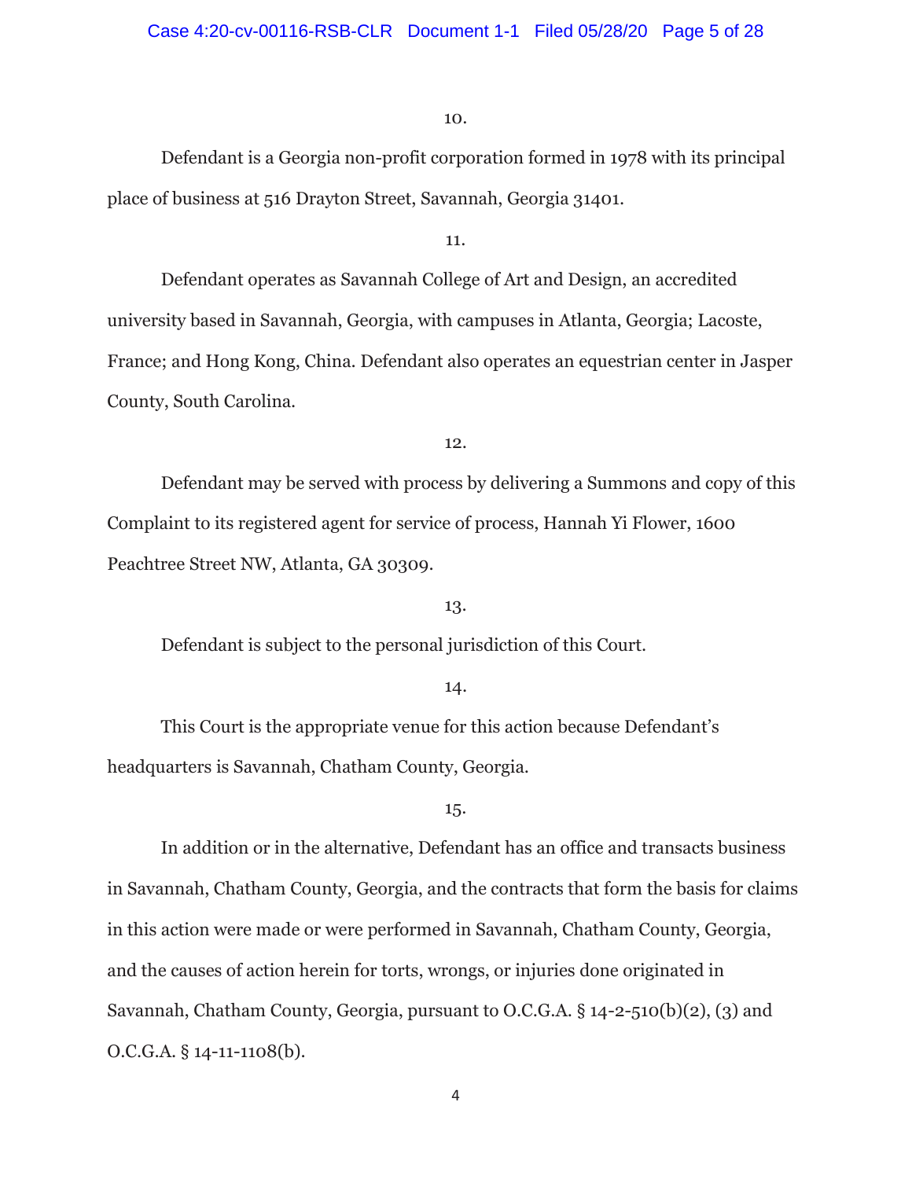10.

Defendant is a Georgia non-profit corporation formed in 1978 with its principal place of business at 516 Drayton Street, Savannah, Georgia 31401.

11.

Defendant operates as Savannah College of Art and Design, an accredited university based in Savannah, Georgia, with campuses in Atlanta, Georgia; Lacoste, France; and Hong Kong, China. Defendant also operates an equestrian center in Jasper County, South Carolina.

12.

Defendant may be served with process by delivering a Summons and copy of this Complaint to its registered agent for service of process, Hannah Yi Flower, 1600 Peachtree Street NW, Atlanta, GA 30309.

13.

Defendant is subject to the personal jurisdiction of this Court.

14.

This Court is the appropriate venue for this action because Defendant's headquarters is Savannah, Chatham County, Georgia.

15.

In addition or in the alternative, Defendant has an office and transacts business in Savannah, Chatham County, Georgia, and the contracts that form the basis for claims in this action were made or were performed in Savannah, Chatham County, Georgia, and the causes of action herein for torts, wrongs, or injuries done originated in Savannah, Chatham County, Georgia, pursuant to O.C.G.A. § 14-2-510(b)(2), (3) and O.C.G.A. § 14-11-1108(b).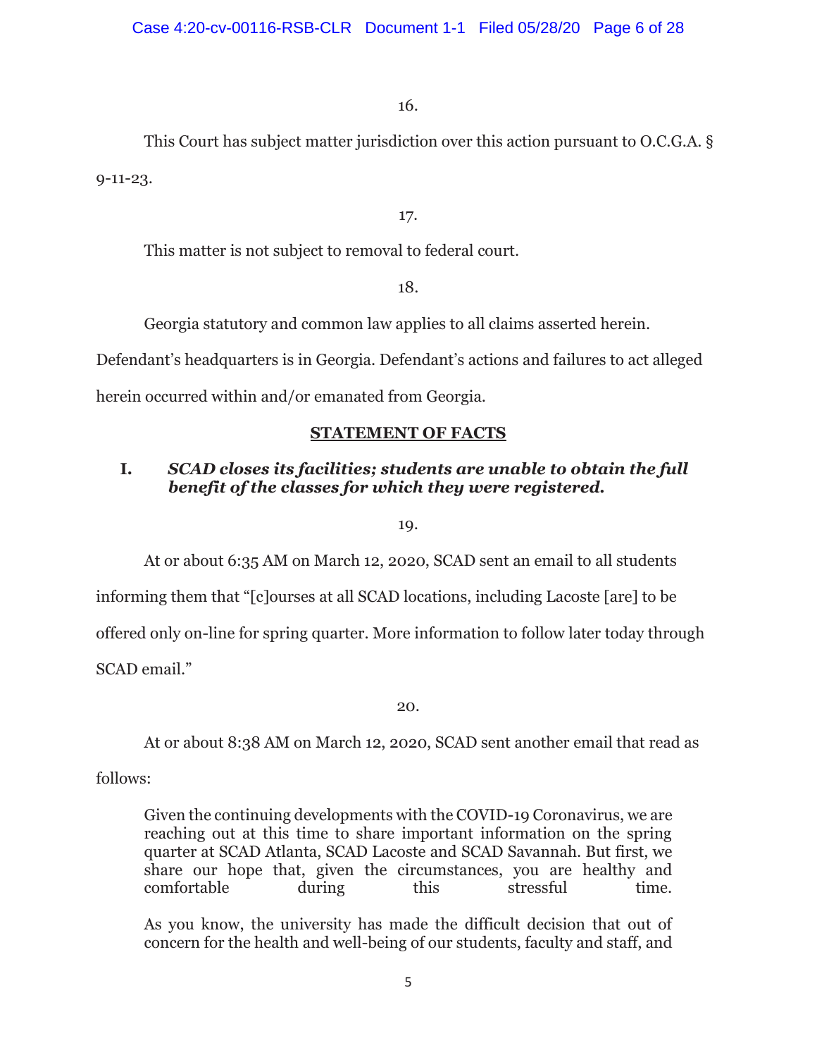16.

This Court has subject matter jurisdiction over this action pursuant to O.C.G.A. § 9-11-23.

17.

This matter is not subject to removal to federal court.

18.

Georgia statutory and common law applies to all claims asserted herein. Defendant's headquarters is in Georgia. Defendant's actions and failures to act alleged herein occurred within and/or emanated from Georgia.

## STATEMENT OF FACTS

### I. *SCAD closes its facilities; students are unable to obtain the full benefit of the classes for which they were registered.*

19.

At or about 6:35 AM on March 12, 2020, SCAD sent an email to all students informing them that "[c]ourses at all SCAD locations, including Lacoste [are] to be offered only on-line for spring quarter. More information to follow later today through SCAD email."

20.

At or about 8:38 AM on March 12, 2020, SCAD sent another email that read as follows:

> Given the continuing developments with the COVID-19 Coronavirus, we are reaching out at this time to share important information on the spring quarter at SCAD Atlanta, SCAD Lacoste and SCAD Savannah. But first, we share our hope that, given the circumstances, you are healthy and comfortable during this stressful time.
>
> As you know, the university has made the difficult decision that out of concern for the health and well-being of our students, faculty and staff, and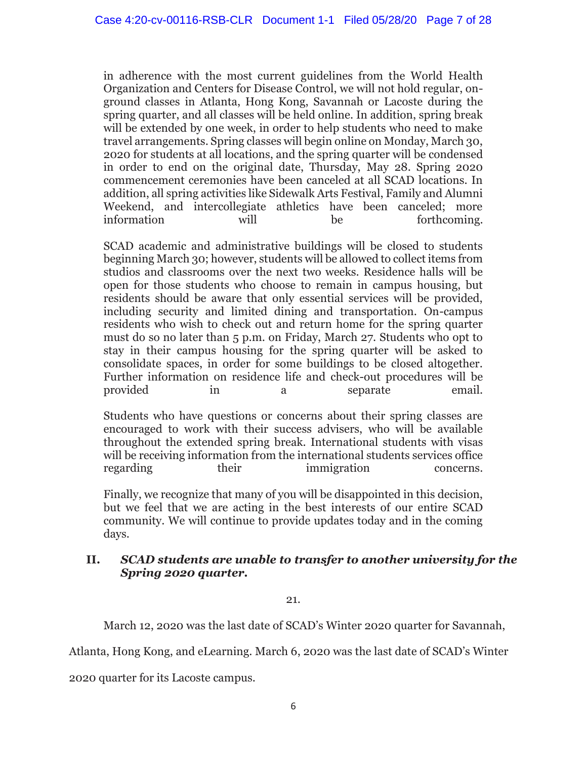> in adherence with the most current guidelines from the World Health Organization and Centers for Disease Control, we will not hold regular, on-ground classes in Atlanta, Hong Kong, Savannah or Lacoste during the spring quarter, and all classes will be held online. In addition, spring break will be extended by one week, in order to help students who need to make travel arrangements. Spring classes will begin online on Monday, March 30, 2020 for students at all locations, and the spring quarter will be condensed in order to end on the original date, Thursday, May 28. Spring 2020 commencement ceremonies have been canceled at all SCAD locations. In addition, all spring activities like Sidewalk Arts Festival, Family and Alumni Weekend, and intercollegiate athletics have been canceled; more information will be forthcoming.
>
> SCAD academic and administrative buildings will be closed to students beginning March 30; however, students will be allowed to collect items from studios and classrooms over the next two weeks. Residence halls will be open for those students who choose to remain in campus housing, but residents should be aware that only essential services will be provided, including security and limited dining and transportation. On-campus residents who wish to check out and return home for the spring quarter must do so no later than 5 p.m. on Friday, March 27. Students who opt to stay in their campus housing for the spring quarter will be asked to consolidate spaces, in order for some buildings to be closed altogether. Further information on residence life and check-out procedures will be provided in a separate email.
>
> Students who have questions or concerns about their spring classes are encouraged to work with their success advisers, who will be available throughout the extended spring break. International students with visas will be receiving information from the international students services office regarding their immigration concerns.
>
> Finally, we recognize that many of you will be disappointed in this decision, but we feel that we are acting in the best interests of our entire SCAD community. We will continue to provide updates today and in the coming days.

## II. ***SCAD students are unable to transfer to another university for the Spring 2020 quarter.***

21.

March 12, 2020 was the last date of SCAD's Winter 2020 quarter for Savannah, Atlanta, Hong Kong, and eLearning. March 6, 2020 was the last date of SCAD's Winter 2020 quarter for its Lacoste campus.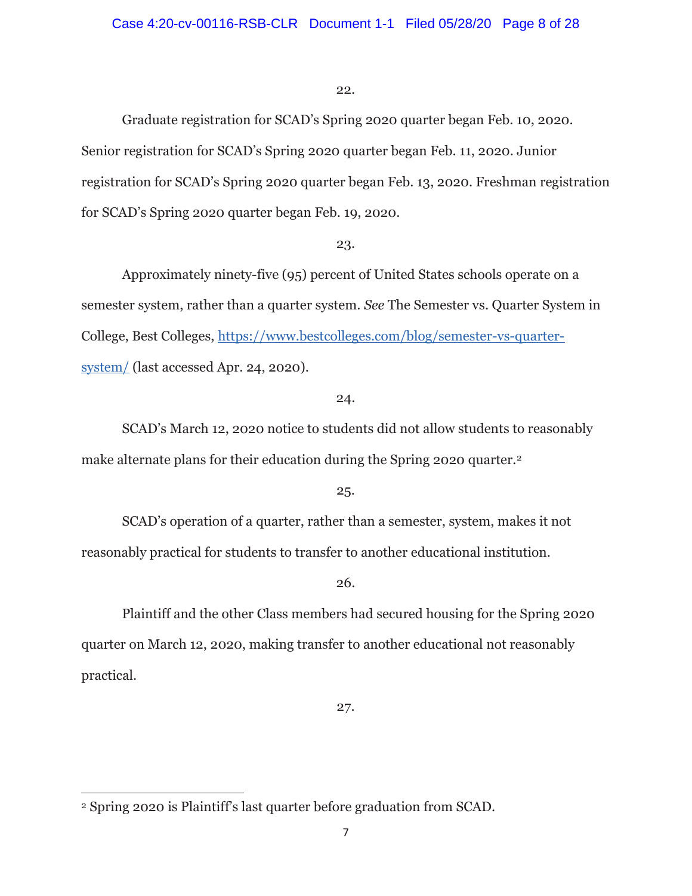22.

Graduate registration for SCAD's Spring 2020 quarter began Feb. 10, 2020. Senior registration for SCAD's Spring 2020 quarter began Feb. 11, 2020. Junior registration for SCAD's Spring 2020 quarter began Feb. 13, 2020. Freshman registration for SCAD's Spring 2020 quarter began Feb. 19, 2020.

23.

Approximately ninety-five (95) percent of United States schools operate on a semester system, rather than a quarter system. *See* The Semester vs. Quarter System in College, Best Colleges, https://www.bestcolleges.com/blog/semester-vs-quarter-system/ (last accessed Apr. 24, 2020).

24.

SCAD's March 12, 2020 notice to students did not allow students to reasonably make alternate plans for their education during the Spring 2020 quarter.[2]

25.

SCAD's operation of a quarter, rather than a semester, system, makes it not reasonably practical for students to transfer to another educational institution.

26.

Plaintiff and the other Class members had secured housing for the Spring 2020 quarter on March 12, 2020, making transfer to another educational not reasonably practical.

27.

[2] Spring 2020 is Plaintiff's last quarter before graduation from SCAD.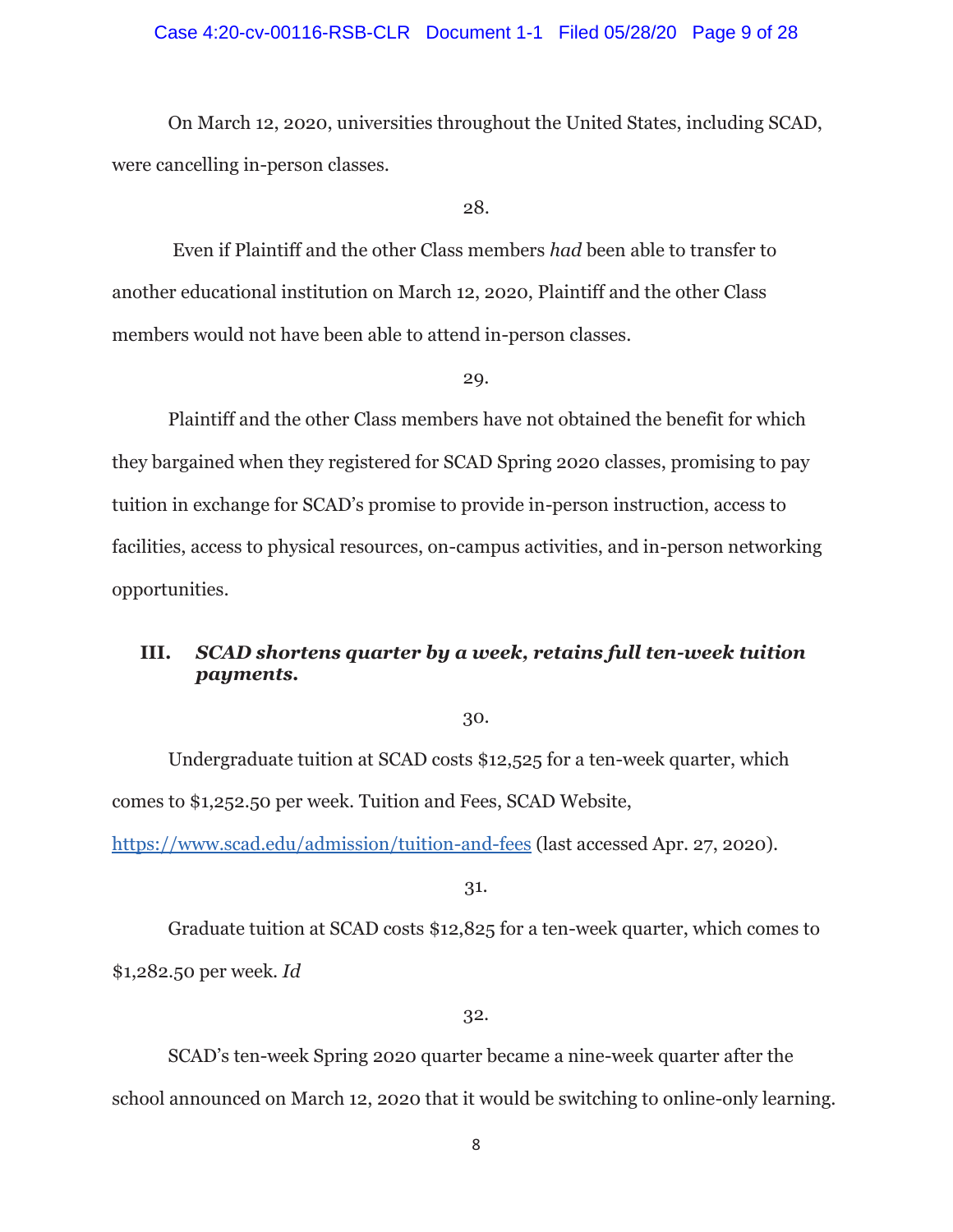On March 12, 2020, universities throughout the United States, including SCAD, were cancelling in-person classes.

28.

Even if Plaintiff and the other Class members *had* been able to transfer to another educational institution on March 12, 2020, Plaintiff and the other Class members would not have been able to attend in-person classes.

29.

Plaintiff and the other Class members have not obtained the benefit for which they bargained when they registered for SCAD Spring 2020 classes, promising to pay tuition in exchange for SCAD's promise to provide in-person instruction, access to facilities, access to physical resources, on-campus activities, and in-person networking opportunities.

### III. ***SCAD shortens quarter by a week, retains full ten-week tuition payments.***

30.

Undergraduate tuition at SCAD costs $12,525 for a ten-week quarter, which comes to $1,252.50 per week. Tuition and Fees, SCAD Website, https://www.scad.edu/admission/tuition-and-fees (last accessed Apr. 27, 2020).

31.

Graduate tuition at SCAD costs $12,825 for a ten-week quarter, which comes to $1,282.50 per week. *Id*

32.

SCAD's ten-week Spring 2020 quarter became a nine-week quarter after the school announced on March 12, 2020 that it would be switching to online-only learning.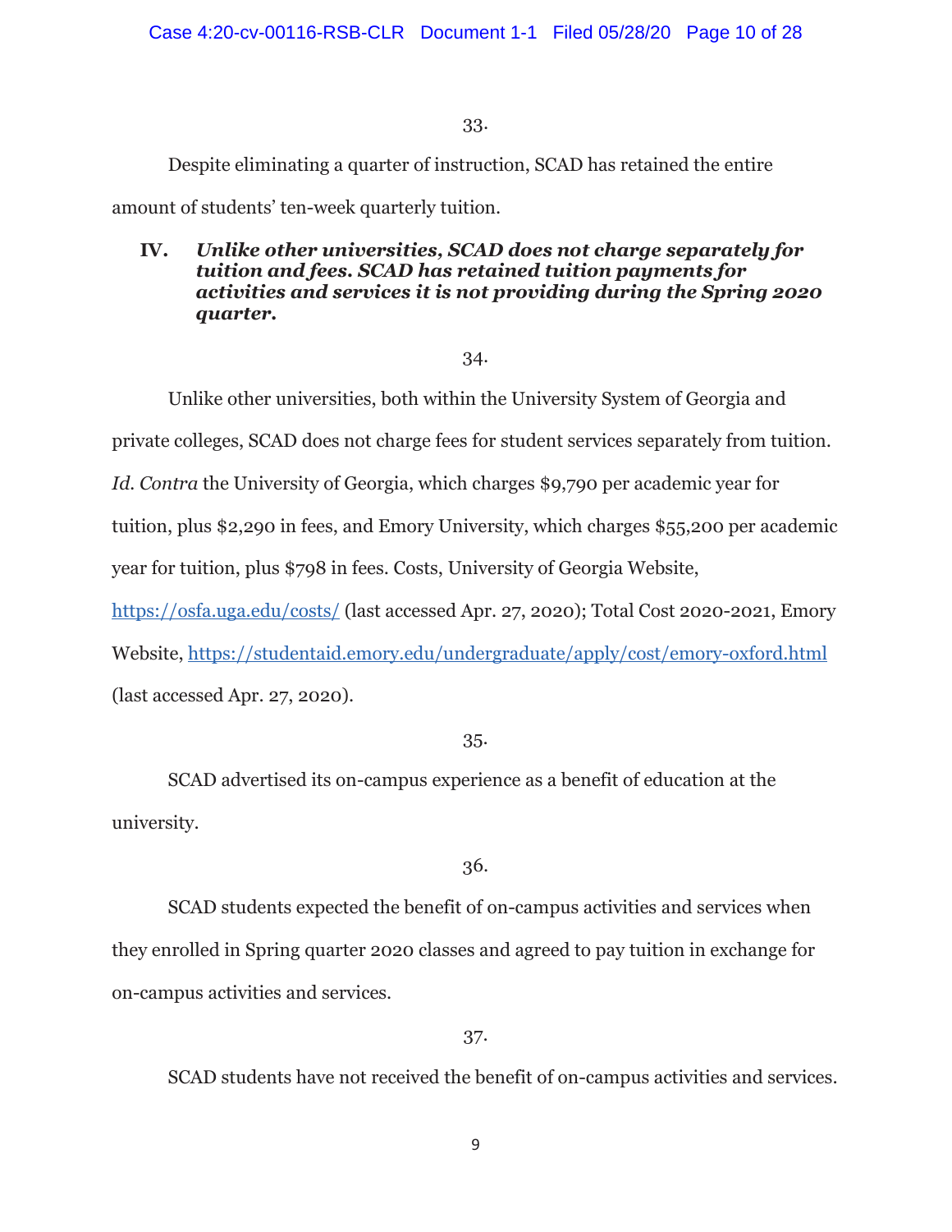33.

Despite eliminating a quarter of instruction, SCAD has retained the entire amount of students' ten-week quarterly tuition.

### IV. *Unlike other universities, SCAD does not charge separately for tuition and fees. SCAD has retained tuition payments for activities and services it is not providing during the Spring 2020 quarter.*

34.

Unlike other universities, both within the University System of Georgia and private colleges, SCAD does not charge fees for student services separately from tuition. *Id. Contra* the University of Georgia, which charges $9,790 per academic year for tuition, plus $2,290 in fees, and Emory University, which charges $55,200 per academic year for tuition, plus $798 in fees. Costs, University of Georgia Website, https://osfa.uga.edu/costs/ (last accessed Apr. 27, 2020); Total Cost 2020-2021, Emory Website, https://studentaid.emory.edu/undergraduate/apply/cost/emory-oxford.html (last accessed Apr. 27, 2020).

35.

SCAD advertised its on-campus experience as a benefit of education at the university.

36.

SCAD students expected the benefit of on-campus activities and services when they enrolled in Spring quarter 2020 classes and agreed to pay tuition in exchange for on-campus activities and services.

37.

SCAD students have not received the benefit of on-campus activities and services.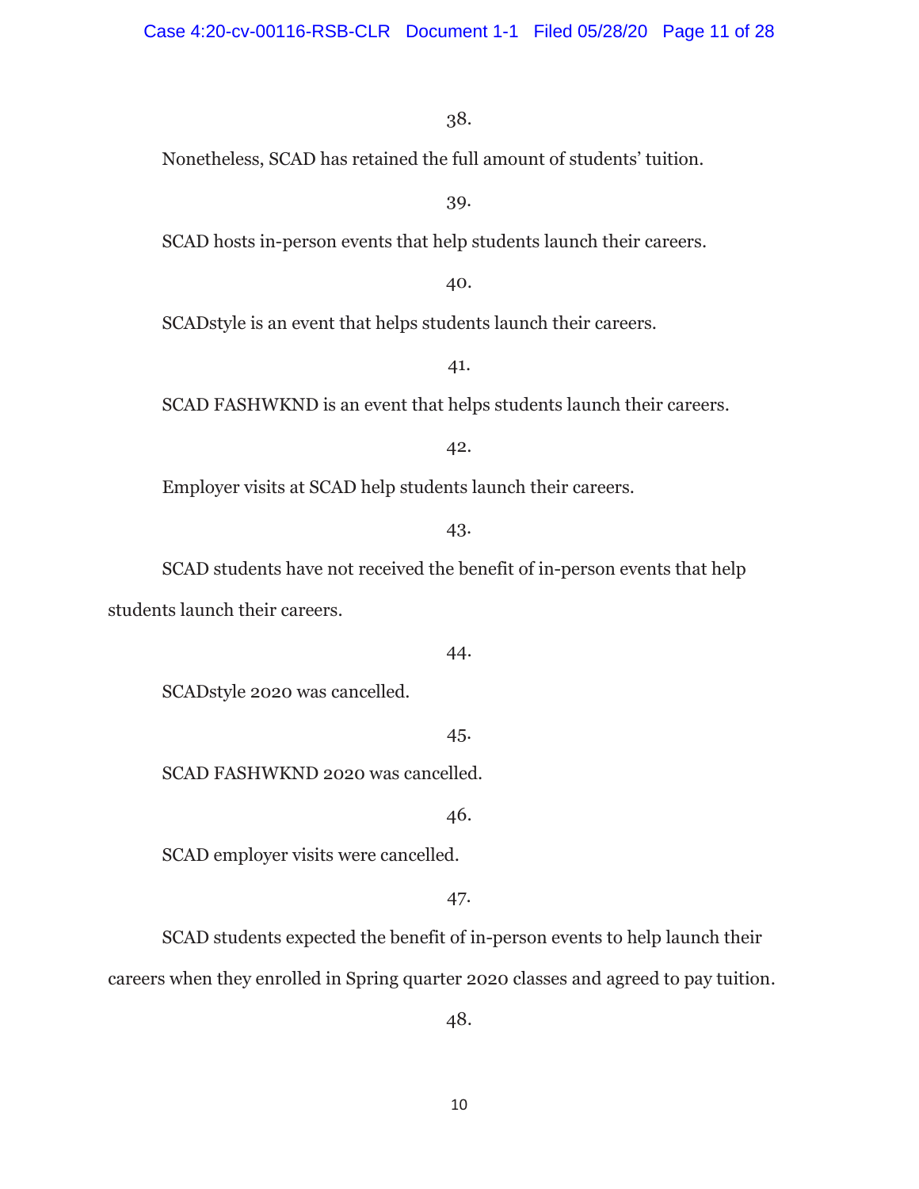38.

Nonetheless, SCAD has retained the full amount of students' tuition.

39.

SCAD hosts in-person events that help students launch their careers.

40.

SCADstyle is an event that helps students launch their careers.

41.

SCAD FASHWKND is an event that helps students launch their careers.

42.

Employer visits at SCAD help students launch their careers.

43.

SCAD students have not received the benefit of in-person events that help students launch their careers.

44.

SCADstyle 2020 was cancelled.

45.

SCAD FASHWKND 2020 was cancelled.

46.

SCAD employer visits were cancelled.

47.

SCAD students expected the benefit of in-person events to help launch their careers when they enrolled in Spring quarter 2020 classes and agreed to pay tuition.

48.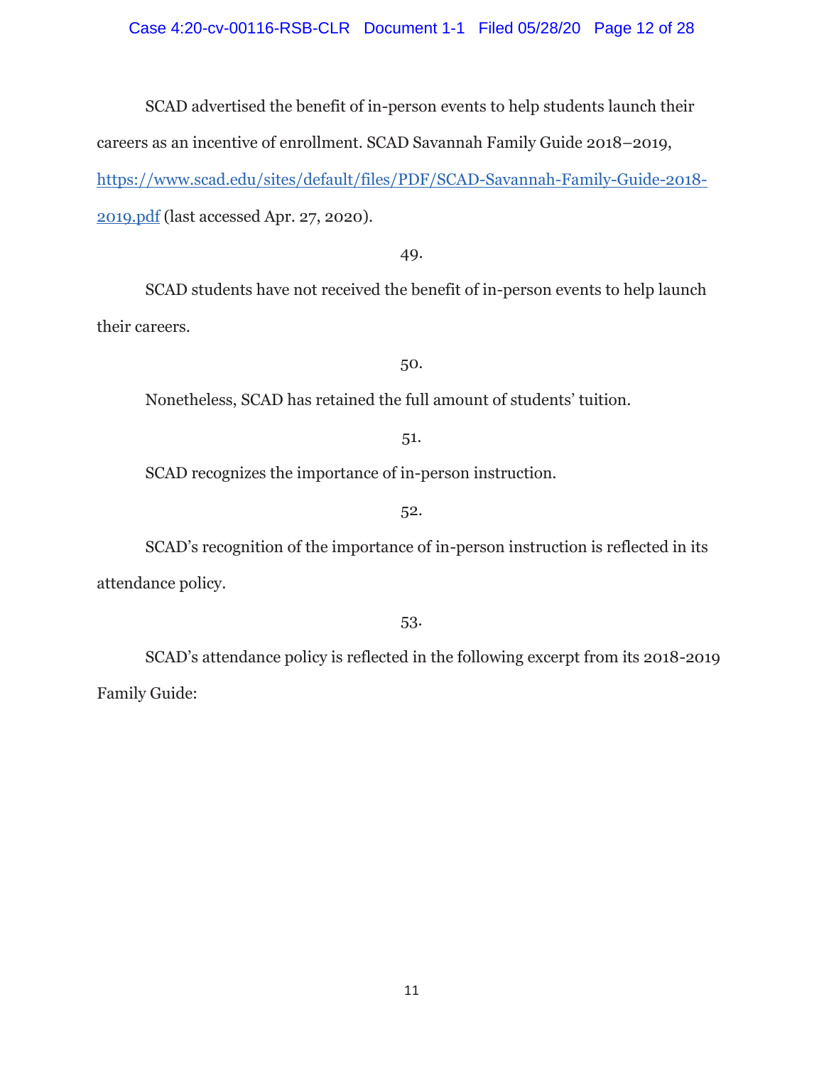SCAD advertised the benefit of in-person events to help students launch their careers as an incentive of enrollment. SCAD Savannah Family Guide 2018–2019, [https://www.scad.edu/sites/default/files/PDF/SCAD-Savannah-Family-Guide-2018-2019.pdf](https://www.scad.edu/sites/default/files/PDF/SCAD-Savannah-Family-Guide-2018-2019.pdf) (last accessed Apr. 27, 2020).

49.

SCAD students have not received the benefit of in-person events to help launch their careers.

50.

Nonetheless, SCAD has retained the full amount of students' tuition.

51.

SCAD recognizes the importance of in-person instruction.

52.

SCAD's recognition of the importance of in-person instruction is reflected in its attendance policy.

53.

SCAD's attendance policy is reflected in the following excerpt from its 2018-2019 Family Guide: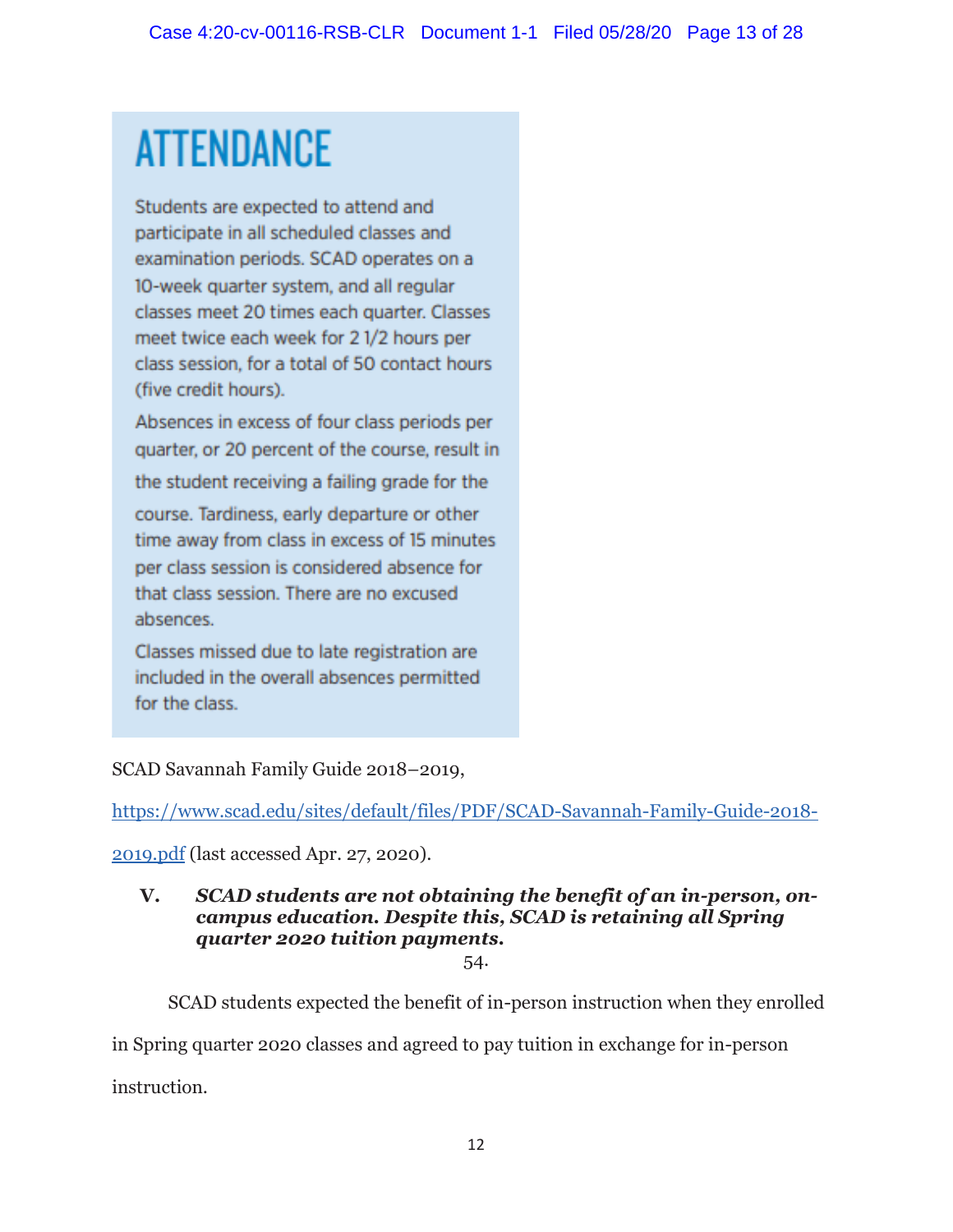## ATTENDANCE

Students are expected to attend and participate in all scheduled classes and examination periods. SCAD operates on a 10-week quarter system, and all regular classes meet 20 times each quarter. Classes meet twice each week for 2 1/2 hours per class session, for a total of 50 contact hours (five credit hours).

Absences in excess of four class periods per quarter, or 20 percent of the course, result in the student receiving a failing grade for the course. Tardiness, early departure or other time away from class in excess of 15 minutes per class session is considered absence for that class session. There are no excused absences.

Classes missed due to late registration are included in the overall absences permitted for the class.

SCAD Savannah Family Guide 2018–2019, [https://www.scad.edu/sites/default/files/PDF/SCAD-Savannah-Family-Guide-2018-2019.pdf](https://www.scad.edu/sites/default/files/PDF/SCAD-Savannah-Family-Guide-2018-2019.pdf) (last accessed Apr. 27, 2020).

### V. ***SCAD students are not obtaining the benefit of an in-person, on-campus education. Despite this, SCAD is retaining all Spring quarter 2020 tuition payments.***

54.

SCAD students expected the benefit of in-person instruction when they enrolled in Spring quarter 2020 classes and agreed to pay tuition in exchange for in-person instruction.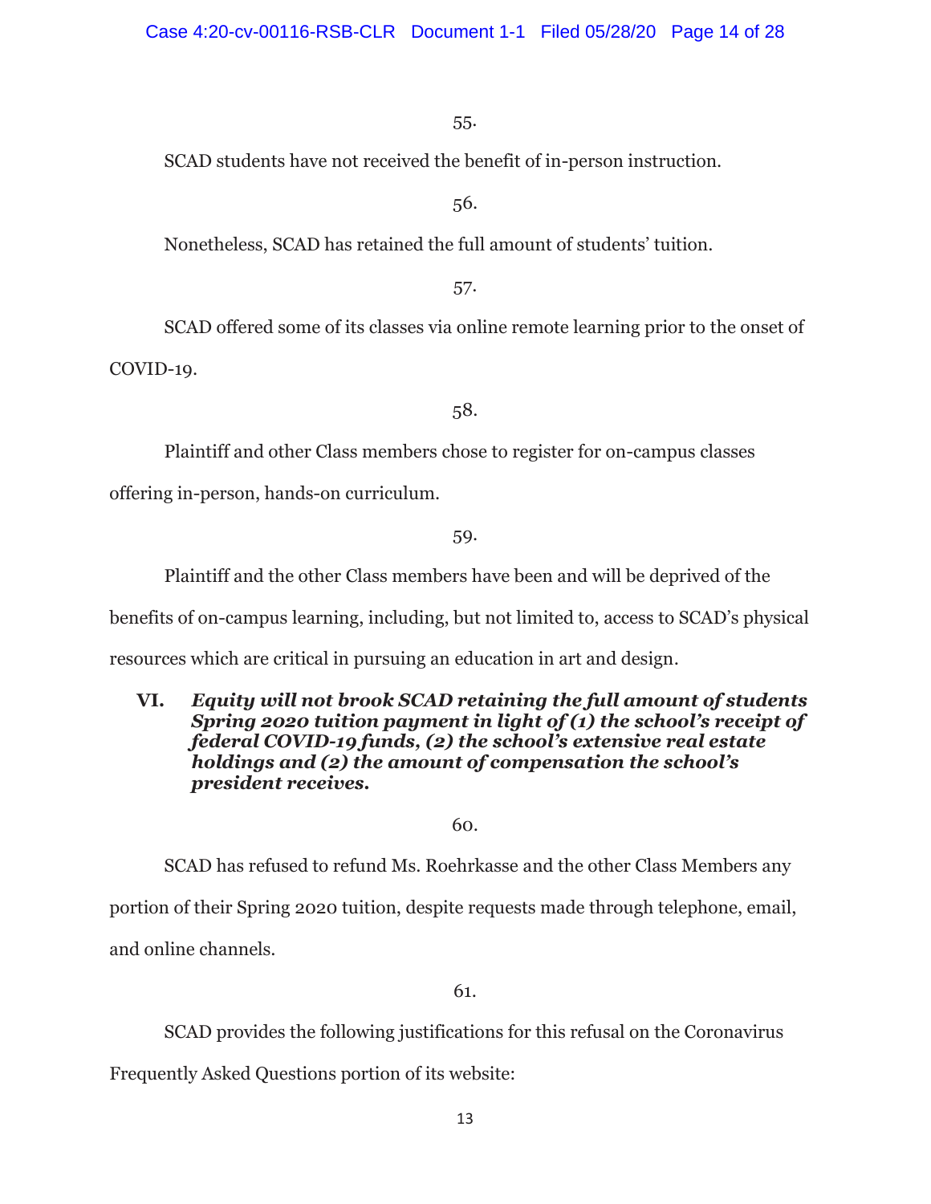55.

SCAD students have not received the benefit of in-person instruction.

56.

Nonetheless, SCAD has retained the full amount of students' tuition.

57.

SCAD offered some of its classes via online remote learning prior to the onset of COVID-19.

58.

Plaintiff and other Class members chose to register for on-campus classes offering in-person, hands-on curriculum.

59.

Plaintiff and the other Class members have been and will be deprived of the benefits of on-campus learning, including, but not limited to, access to SCAD's physical resources which are critical in pursuing an education in art and design.

## VI. *Equity will not brook SCAD retaining the full amount of students Spring 2020 tuition payment in light of (1) the school's receipt of federal COVID-19 funds, (2) the school's extensive real estate holdings and (2) the amount of compensation the school's president receives.*

60.

SCAD has refused to refund Ms. Roehrkasse and the other Class Members any portion of their Spring 2020 tuition, despite requests made through telephone, email, and online channels.

61.

SCAD provides the following justifications for this refusal on the Coronavirus Frequently Asked Questions portion of its website: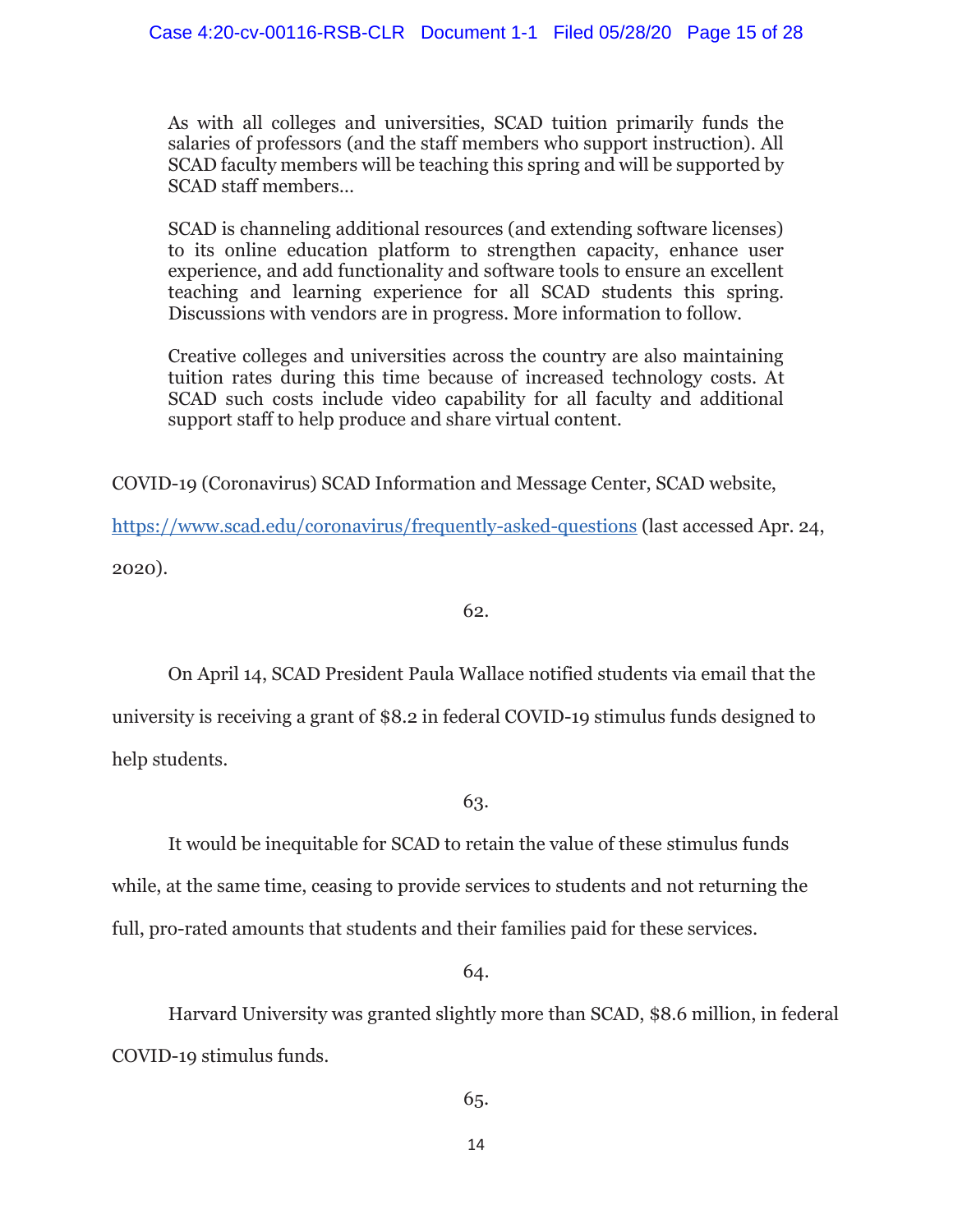> As with all colleges and universities, SCAD tuition primarily funds the salaries of professors (and the staff members who support instruction). All SCAD faculty members will be teaching this spring and will be supported by SCAD staff members…
>
> SCAD is channeling additional resources (and extending software licenses) to its online education platform to strengthen capacity, enhance user experience, and add functionality and software tools to ensure an excellent teaching and learning experience for all SCAD students this spring. Discussions with vendors are in progress. More information to follow.
>
> Creative colleges and universities across the country are also maintaining tuition rates during this time because of increased technology costs. At SCAD such costs include video capability for all faculty and additional support staff to help produce and share virtual content.

COVID-19 (Coronavirus) SCAD Information and Message Center, SCAD website, https://www.scad.edu/coronavirus/frequently-asked-questions (last accessed Apr. 24, 2020).

62.

On April 14, SCAD President Paula Wallace notified students via email that the university is receiving a grant of $8.2 in federal COVID-19 stimulus funds designed to help students.

63.

It would be inequitable for SCAD to retain the value of these stimulus funds while, at the same time, ceasing to provide services to students and not returning the full, pro-rated amounts that students and their families paid for these services.

64.

Harvard University was granted slightly more than SCAD, $8.6 million, in federal COVID-19 stimulus funds.

65.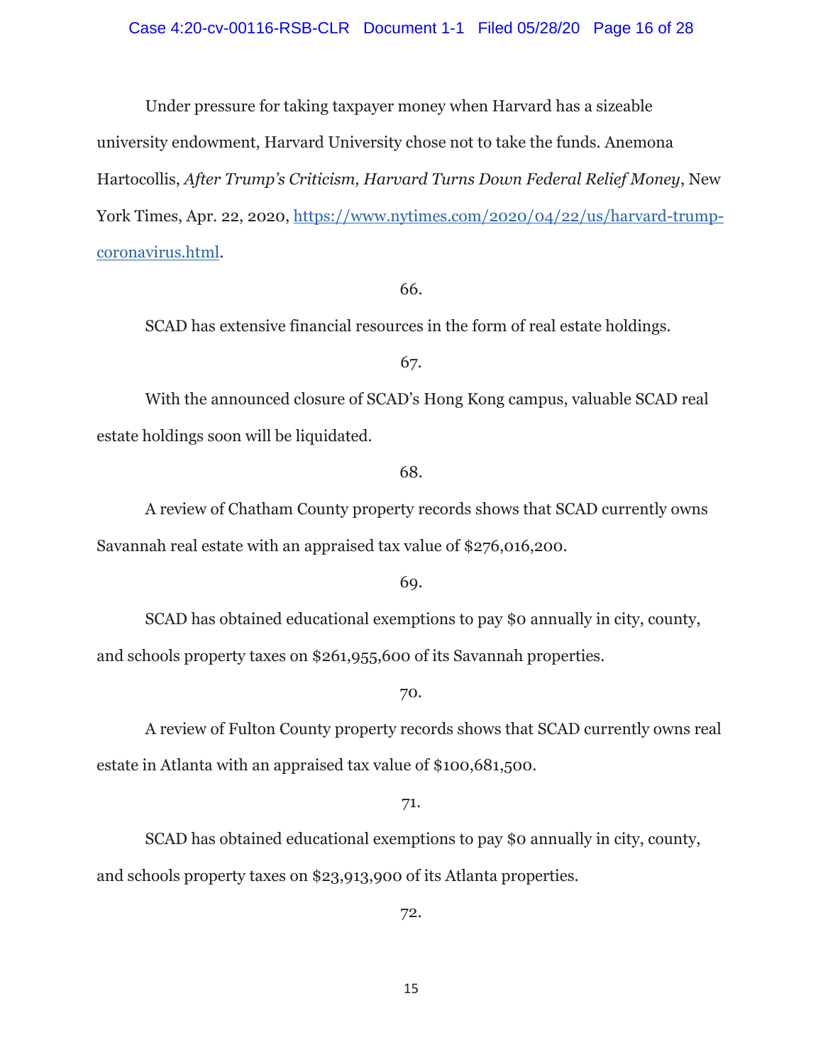Under pressure for taking taxpayer money when Harvard has a sizeable university endowment, Harvard University chose not to take the funds. Anemona Hartocollis, *After Trump's Criticism, Harvard Turns Down Federal Relief Money*, New York Times, Apr. 22, 2020, [https://www.nytimes.com/2020/04/22/us/harvard-trump-coronavirus.html](https://www.nytimes.com/2020/04/22/us/harvard-trump-coronavirus.html).

66.

SCAD has extensive financial resources in the form of real estate holdings.

67.

With the announced closure of SCAD's Hong Kong campus, valuable SCAD real estate holdings soon will be liquidated.

68.

A review of Chatham County property records shows that SCAD currently owns Savannah real estate with an appraised tax value of $276,016,200.

69.

SCAD has obtained educational exemptions to pay $0 annually in city, county, and schools property taxes on $261,955,600 of its Savannah properties.

70.

A review of Fulton County property records shows that SCAD currently owns real estate in Atlanta with an appraised tax value of $100,681,500.

71.

SCAD has obtained educational exemptions to pay $0 annually in city, county, and schools property taxes on $23,913,900 of its Atlanta properties.

72.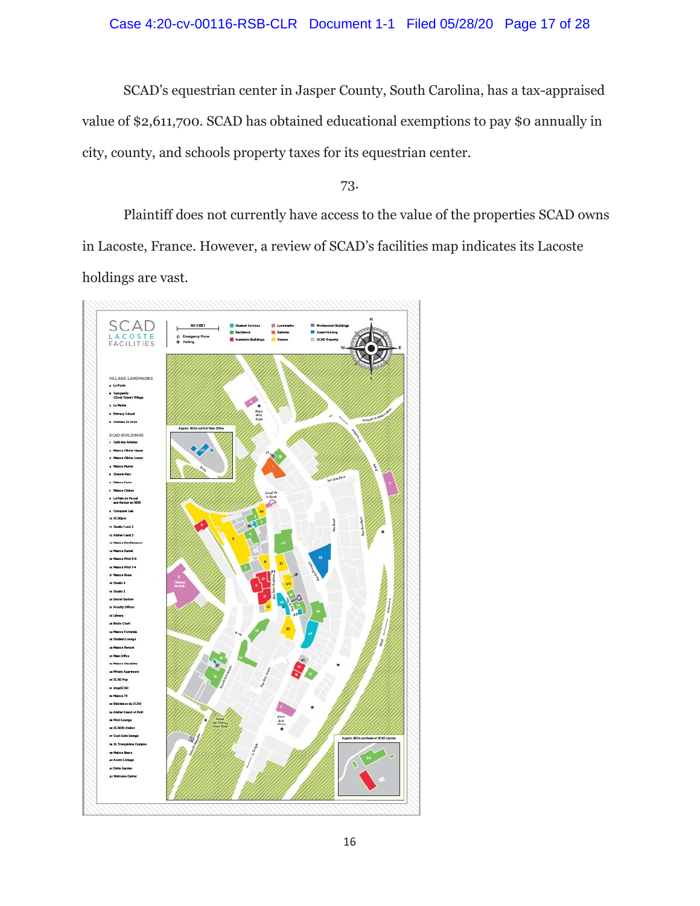SCAD's equestrian center in Jasper County, South Carolina, has a tax-appraised value of $2,611,700. SCAD has obtained educational exemptions to pay $0 annually in city, county, and schools property taxes for its equestrian center.

73.

Plaintiff does not currently have access to the value of the properties SCAD owns in Lacoste, France. However, a review of SCAD's facilities map indicates its Lacoste holdings are vast.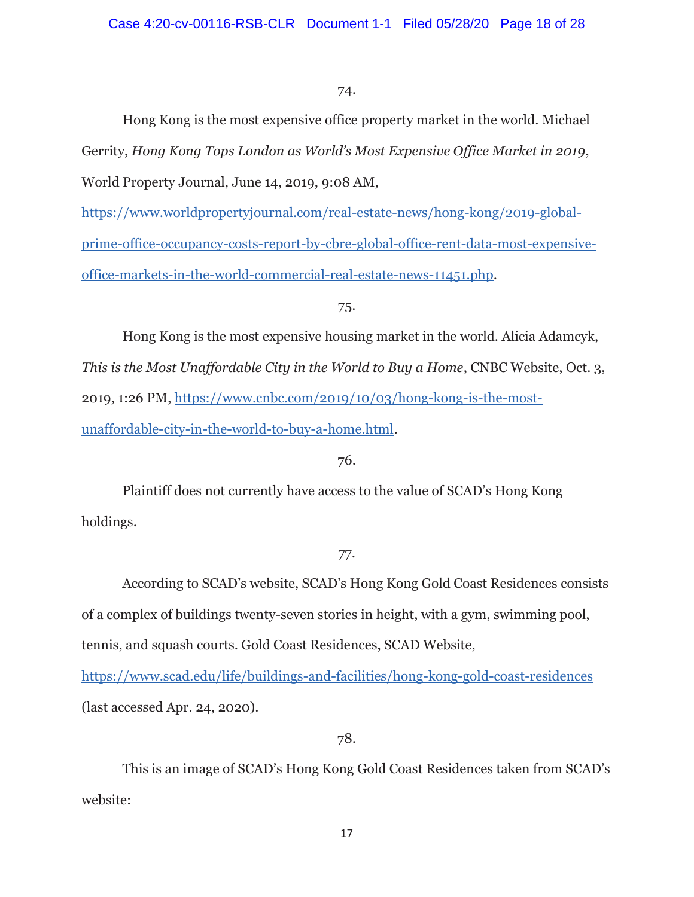74.

Hong Kong is the most expensive office property market in the world. Michael Gerrity, *Hong Kong Tops London as World's Most Expensive Office Market in 2019*, World Property Journal, June 14, 2019, 9:08 AM, https://www.worldpropertyjournal.com/real-estate-news/hong-kong/2019-global-prime-office-occupancy-costs-report-by-cbre-global-office-rent-data-most-expensive-office-markets-in-the-world-commercial-real-estate-news-11451.php.

75.

Hong Kong is the most expensive housing market in the world. Alicia Adamcyk, *This is the Most Unaffordable City in the World to Buy a Home*, CNBC Website, Oct. 3, 2019, 1:26 PM, https://www.cnbc.com/2019/10/03/hong-kong-is-the-most-unaffordable-city-in-the-world-to-buy-a-home.html.

76.

Plaintiff does not currently have access to the value of SCAD's Hong Kong holdings.

77.

According to SCAD's website, SCAD's Hong Kong Gold Coast Residences consists of a complex of buildings twenty-seven stories in height, with a gym, swimming pool, tennis, and squash courts. Gold Coast Residences, SCAD Website, https://www.scad.edu/life/buildings-and-facilities/hong-kong-gold-coast-residences (last accessed Apr. 24, 2020).

78.

This is an image of SCAD's Hong Kong Gold Coast Residences taken from SCAD's website: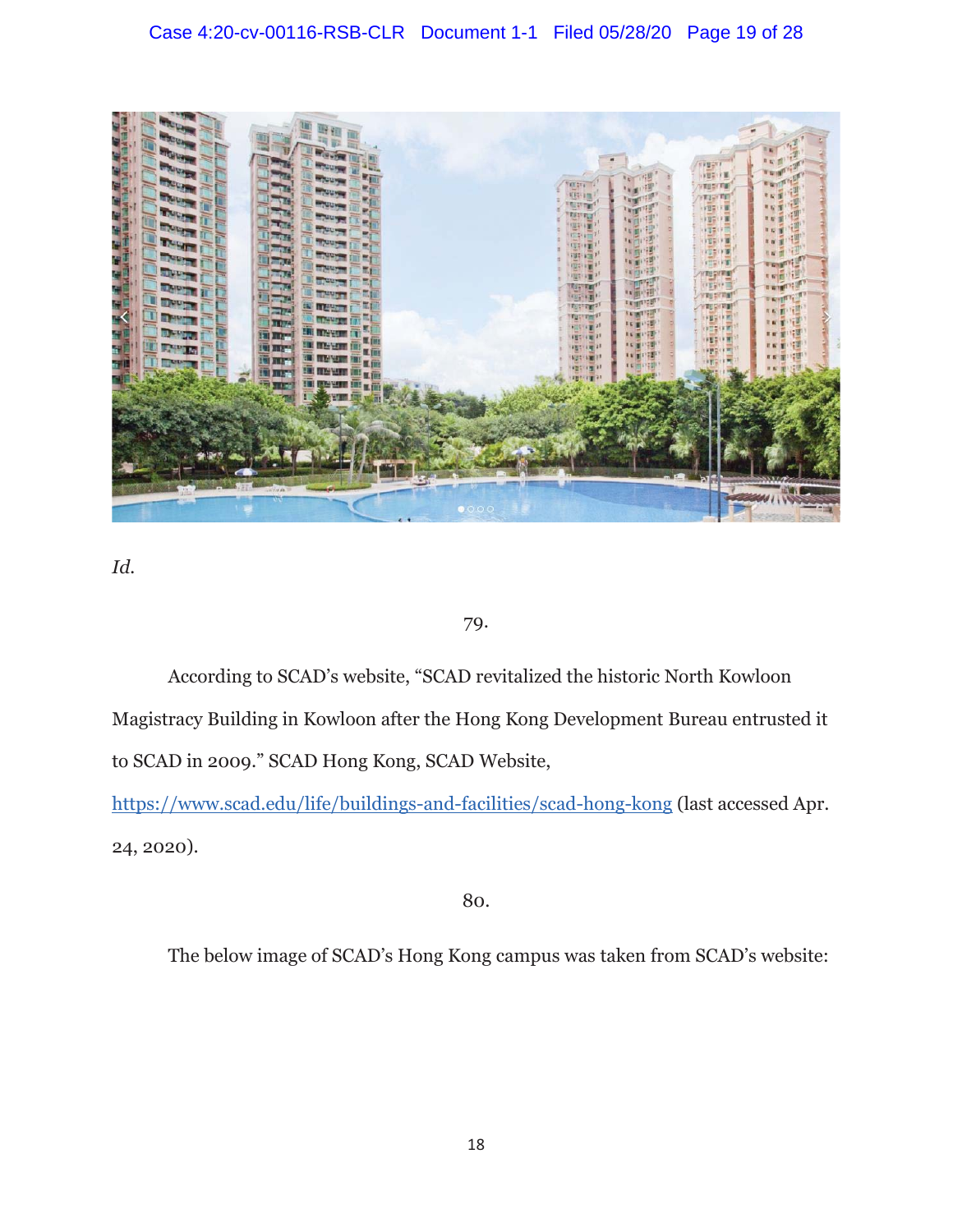*Id.*

79.

According to SCAD's website, "SCAD revitalized the historic North Kowloon Magistracy Building in Kowloon after the Hong Kong Development Bureau entrusted it to SCAD in 2009." SCAD Hong Kong, SCAD Website, https://www.scad.edu/life/buildings-and-facilities/scad-hong-kong (last accessed Apr. 24, 2020).

80.

The below image of SCAD's Hong Kong campus was taken from SCAD's website: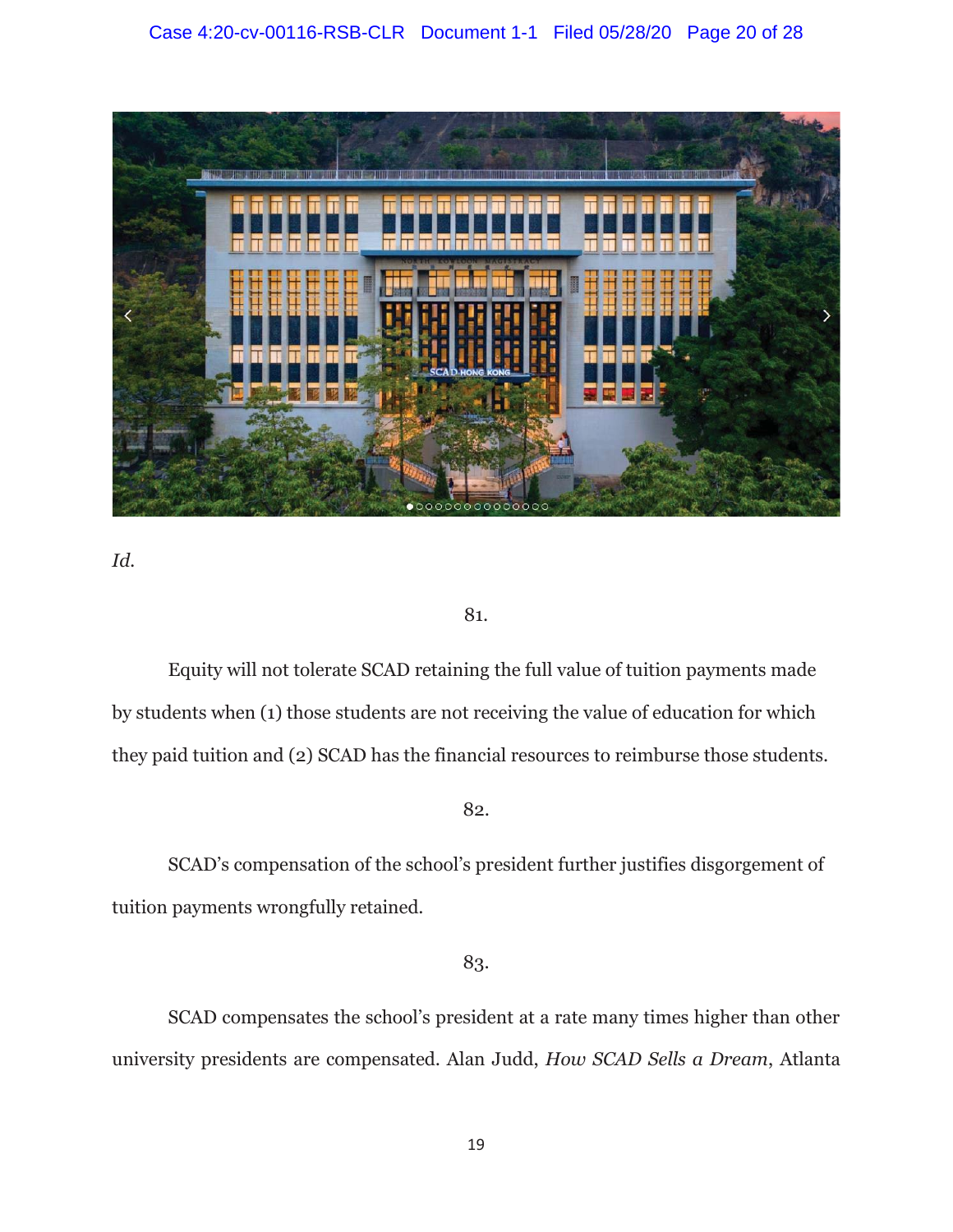*Id.*

81.

Equity will not tolerate SCAD retaining the full value of tuition payments made by students when (1) those students are not receiving the value of education for which they paid tuition and (2) SCAD has the financial resources to reimburse those students.

82.

SCAD's compensation of the school's president further justifies disgorgement of tuition payments wrongfully retained.

83.

SCAD compensates the school's president at a rate many times higher than other university presidents are compensated. Alan Judd, *How SCAD Sells a Dream*, Atlanta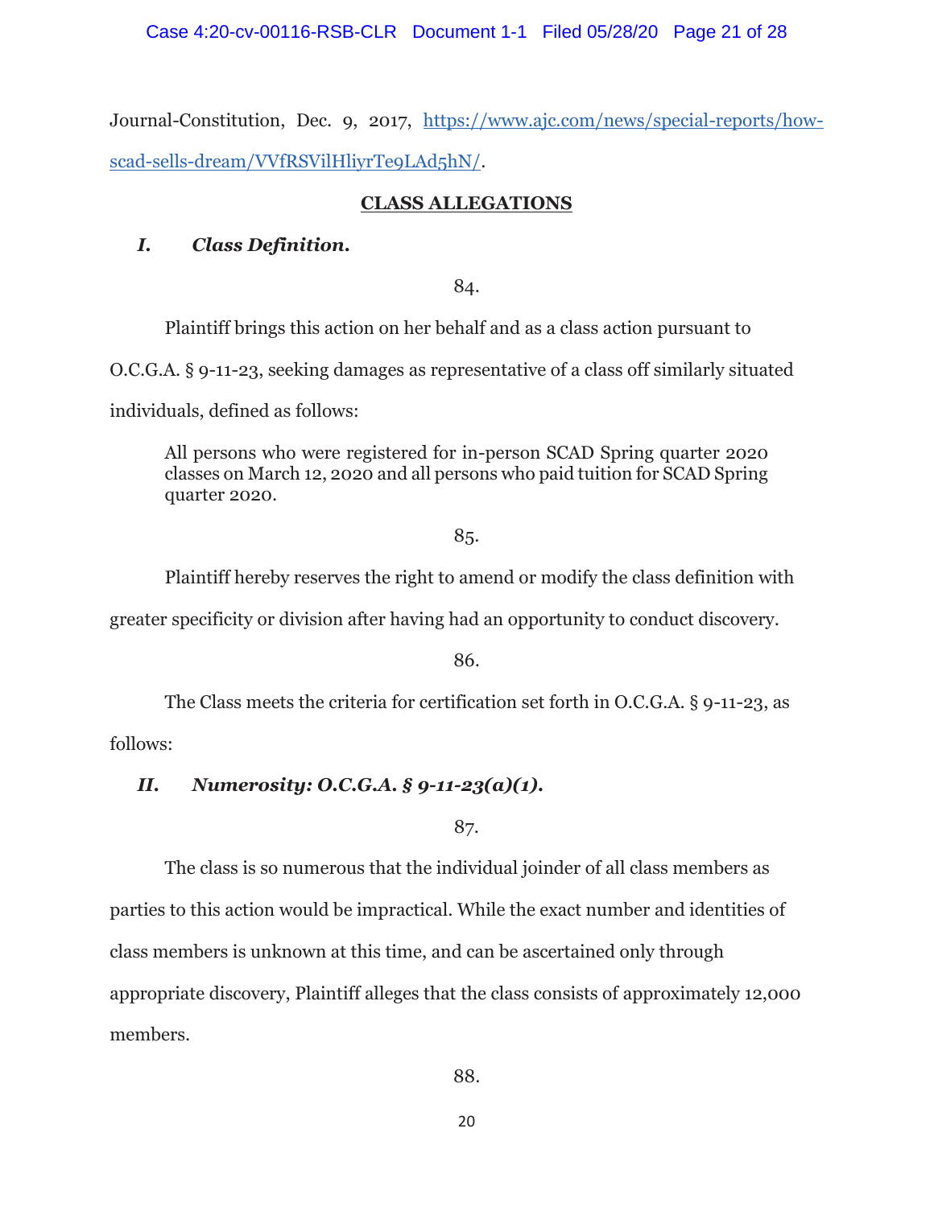Journal-Constitution, Dec. 9, 2017, [https://www.ajc.com/news/special-reports/how-scad-sells-dream/VVfRSVilHliyrTe9LAd5hN/](https://www.ajc.com/news/special-reports/how-scad-sells-dream/VVfRSVilHliyrTe9LAd5hN/).

## CLASS ALLEGATIONS

### *I. Class Definition.*

84.

Plaintiff brings this action on her behalf and as a class action pursuant to O.C.G.A. § 9-11-23, seeking damages as representative of a class off similarly situated individuals, defined as follows:

> All persons who were registered for in-person SCAD Spring quarter 2020 classes on March 12, 2020 and all persons who paid tuition for SCAD Spring quarter 2020.

85.

Plaintiff hereby reserves the right to amend or modify the class definition with greater specificity or division after having had an opportunity to conduct discovery.

86.

The Class meets the criteria for certification set forth in O.C.G.A. § 9-11-23, as follows:

### *II. Numerosity: O.C.G.A. § 9-11-23(a)(1).*

87.

The class is so numerous that the individual joinder of all class members as parties to this action would be impractical. While the exact number and identities of class members is unknown at this time, and can be ascertained only through appropriate discovery, Plaintiff alleges that the class consists of approximately 12,000 members.

88.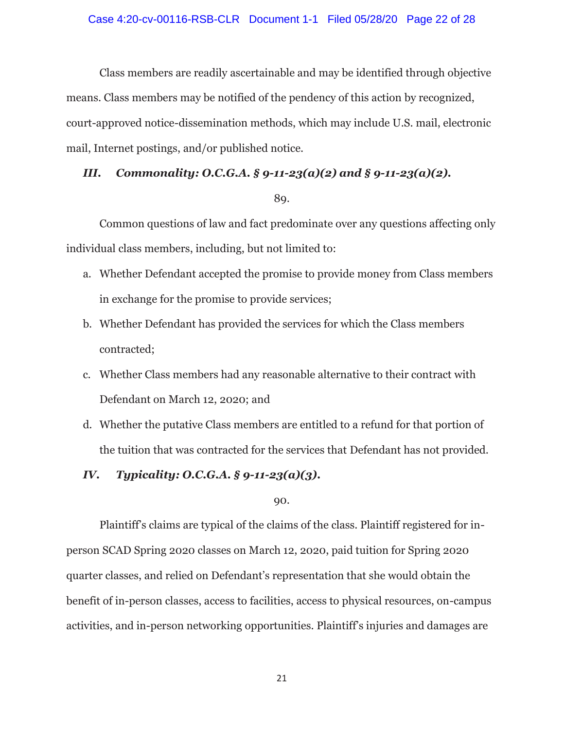Class members are readily ascertainable and may be identified through objective means. Class members may be notified of the pendency of this action by recognized, court-approved notice-dissemination methods, which may include U.S. mail, electronic mail, Internet postings, and/or published notice.

### *III. Commonality: O.C.G.A. § 9-11-23(a)(2) and § 9-11-23(a)(2).*

89.

Common questions of law and fact predominate over any questions affecting only individual class members, including, but not limited to:

a. Whether Defendant accepted the promise to provide money from Class members in exchange for the promise to provide services;

b. Whether Defendant has provided the services for which the Class members contracted;

c. Whether Class members had any reasonable alternative to their contract with Defendant on March 12, 2020; and

d. Whether the putative Class members are entitled to a refund for that portion of the tuition that was contracted for the services that Defendant has not provided.

### *IV. Typicality: O.C.G.A. § 9-11-23(a)(3).*

90.

Plaintiff's claims are typical of the claims of the class. Plaintiff registered for in-person SCAD Spring 2020 classes on March 12, 2020, paid tuition for Spring 2020 quarter classes, and relied on Defendant's representation that she would obtain the benefit of in-person classes, access to facilities, access to physical resources, on-campus activities, and in-person networking opportunities. Plaintiff's injuries and damages are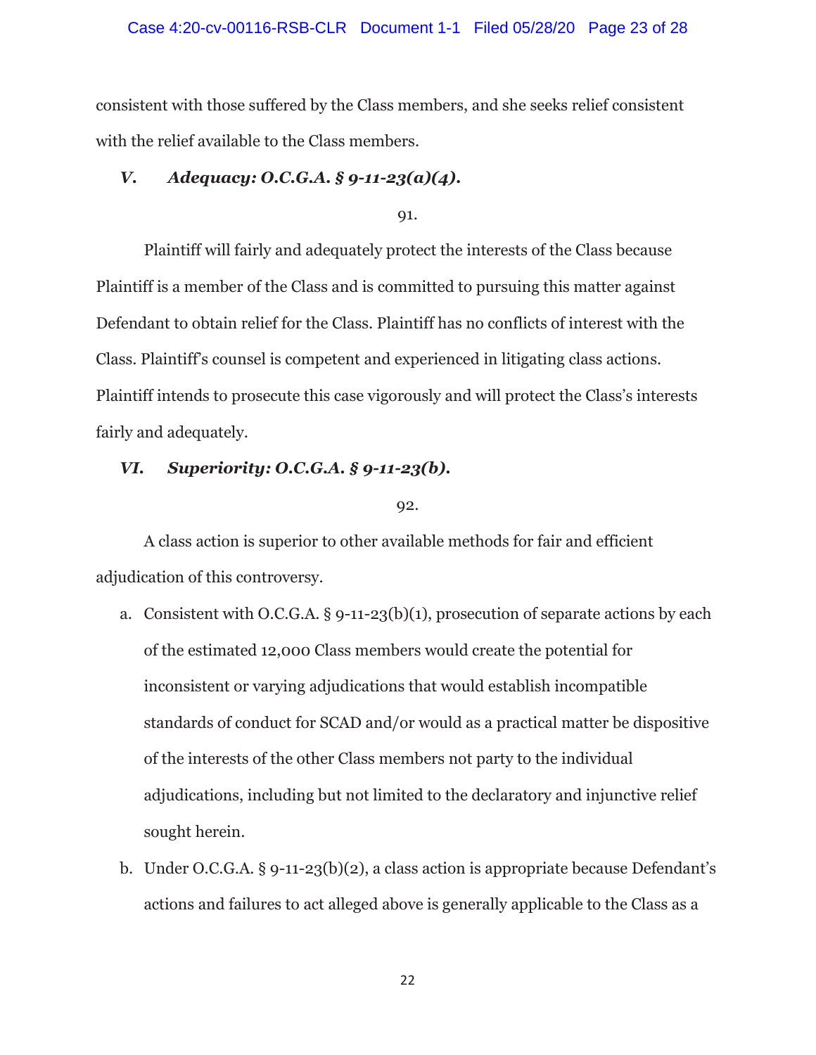consistent with those suffered by the Class members, and she seeks relief consistent with the relief available to the Class members.

### *V. Adequacy: O.C.G.A. § 9-11-23(a)(4).*

91.

Plaintiff will fairly and adequately protect the interests of the Class because Plaintiff is a member of the Class and is committed to pursuing this matter against Defendant to obtain relief for the Class. Plaintiff has no conflicts of interest with the Class. Plaintiff's counsel is competent and experienced in litigating class actions. Plaintiff intends to prosecute this case vigorously and will protect the Class's interests fairly and adequately.

### *VI. Superiority: O.C.G.A. § 9-11-23(b).*

92.

A class action is superior to other available methods for fair and efficient adjudication of this controversy.

a. Consistent with O.C.G.A. § 9-11-23(b)(1), prosecution of separate actions by each of the estimated 12,000 Class members would create the potential for inconsistent or varying adjudications that would establish incompatible standards of conduct for SCAD and/or would as a practical matter be dispositive of the interests of the other Class members not party to the individual adjudications, including but not limited to the declaratory and injunctive relief sought herein.

b. Under O.C.G.A. § 9-11-23(b)(2), a class action is appropriate because Defendant's actions and failures to act alleged above is generally applicable to the Class as a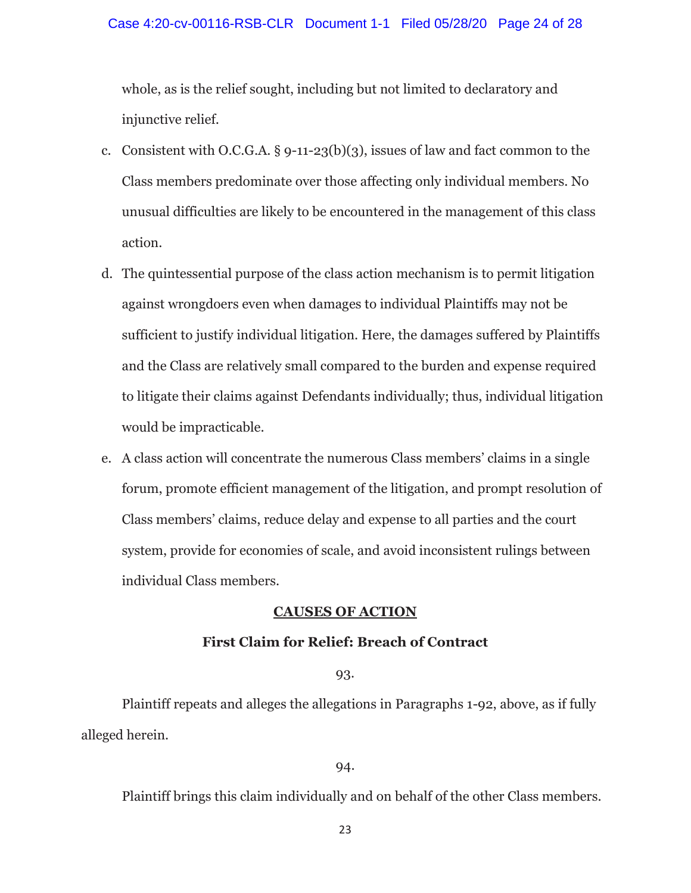whole, as is the relief sought, including but not limited to declaratory and injunctive relief.

c. Consistent with O.C.G.A. § 9-11-23(b)(3), issues of law and fact common to the Class members predominate over those affecting only individual members. No unusual difficulties are likely to be encountered in the management of this class action.

d. The quintessential purpose of the class action mechanism is to permit litigation against wrongdoers even when damages to individual Plaintiffs may not be sufficient to justify individual litigation. Here, the damages suffered by Plaintiffs and the Class are relatively small compared to the burden and expense required to litigate their claims against Defendants individually; thus, individual litigation would be impracticable.

e. A class action will concentrate the numerous Class members' claims in a single forum, promote efficient management of the litigation, and prompt resolution of Class members' claims, reduce delay and expense to all parties and the court system, provide for economies of scale, and avoid inconsistent rulings between individual Class members.

## CAUSES OF ACTION

### First Claim for Relief: Breach of Contract

93.

Plaintiff repeats and alleges the allegations in Paragraphs 1-92, above, as if fully alleged herein.

94.

Plaintiff brings this claim individually and on behalf of the other Class members.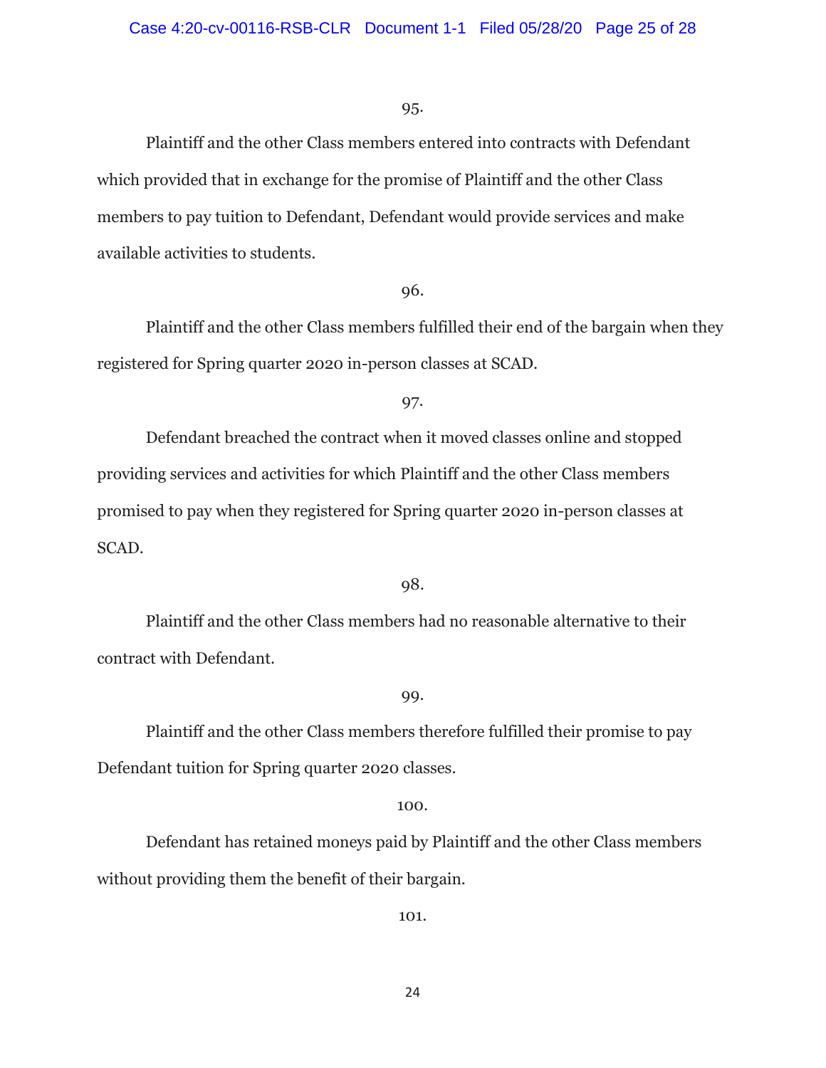95.

Plaintiff and the other Class members entered into contracts with Defendant which provided that in exchange for the promise of Plaintiff and the other Class members to pay tuition to Defendant, Defendant would provide services and make available activities to students.

96.

Plaintiff and the other Class members fulfilled their end of the bargain when they registered for Spring quarter 2020 in-person classes at SCAD.

97.

Defendant breached the contract when it moved classes online and stopped providing services and activities for which Plaintiff and the other Class members promised to pay when they registered for Spring quarter 2020 in-person classes at SCAD.

98.

Plaintiff and the other Class members had no reasonable alternative to their contract with Defendant.

99.

Plaintiff and the other Class members therefore fulfilled their promise to pay Defendant tuition for Spring quarter 2020 classes.

100.

Defendant has retained moneys paid by Plaintiff and the other Class members without providing them the benefit of their bargain.

101.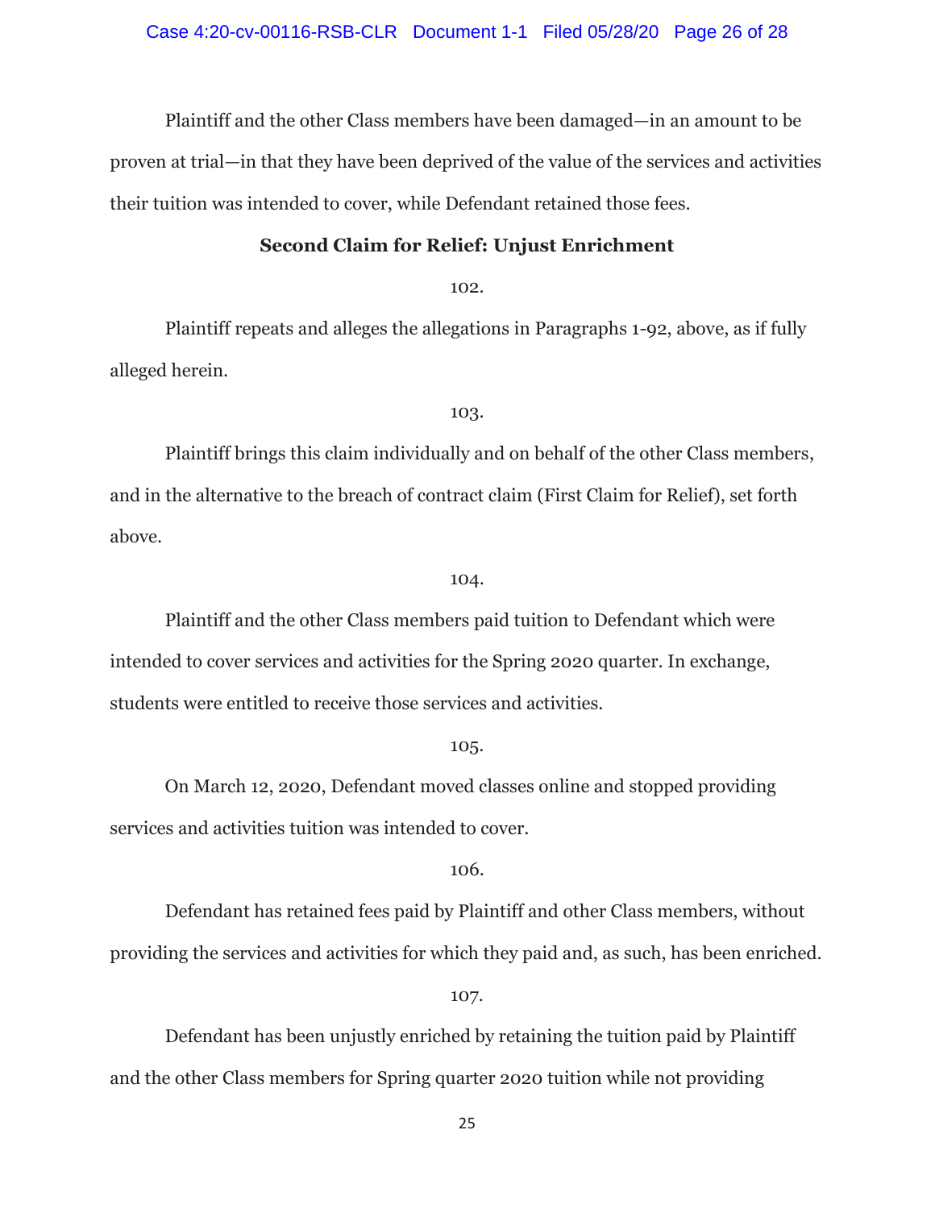Plaintiff and the other Class members have been damaged—in an amount to be proven at trial—in that they have been deprived of the value of the services and activities their tuition was intended to cover, while Defendant retained those fees.

**Second Claim for Relief: Unjust Enrichment**

102.

Plaintiff repeats and alleges the allegations in Paragraphs 1-92, above, as if fully alleged herein.

103.

Plaintiff brings this claim individually and on behalf of the other Class members, and in the alternative to the breach of contract claim (First Claim for Relief), set forth above.

104.

Plaintiff and the other Class members paid tuition to Defendant which were intended to cover services and activities for the Spring 2020 quarter. In exchange, students were entitled to receive those services and activities.

105.

On March 12, 2020, Defendant moved classes online and stopped providing services and activities tuition was intended to cover.

106.

Defendant has retained fees paid by Plaintiff and other Class members, without providing the services and activities for which they paid and, as such, has been enriched.

107.

Defendant has been unjustly enriched by retaining the tuition paid by Plaintiff and the other Class members for Spring quarter 2020 tuition while not providing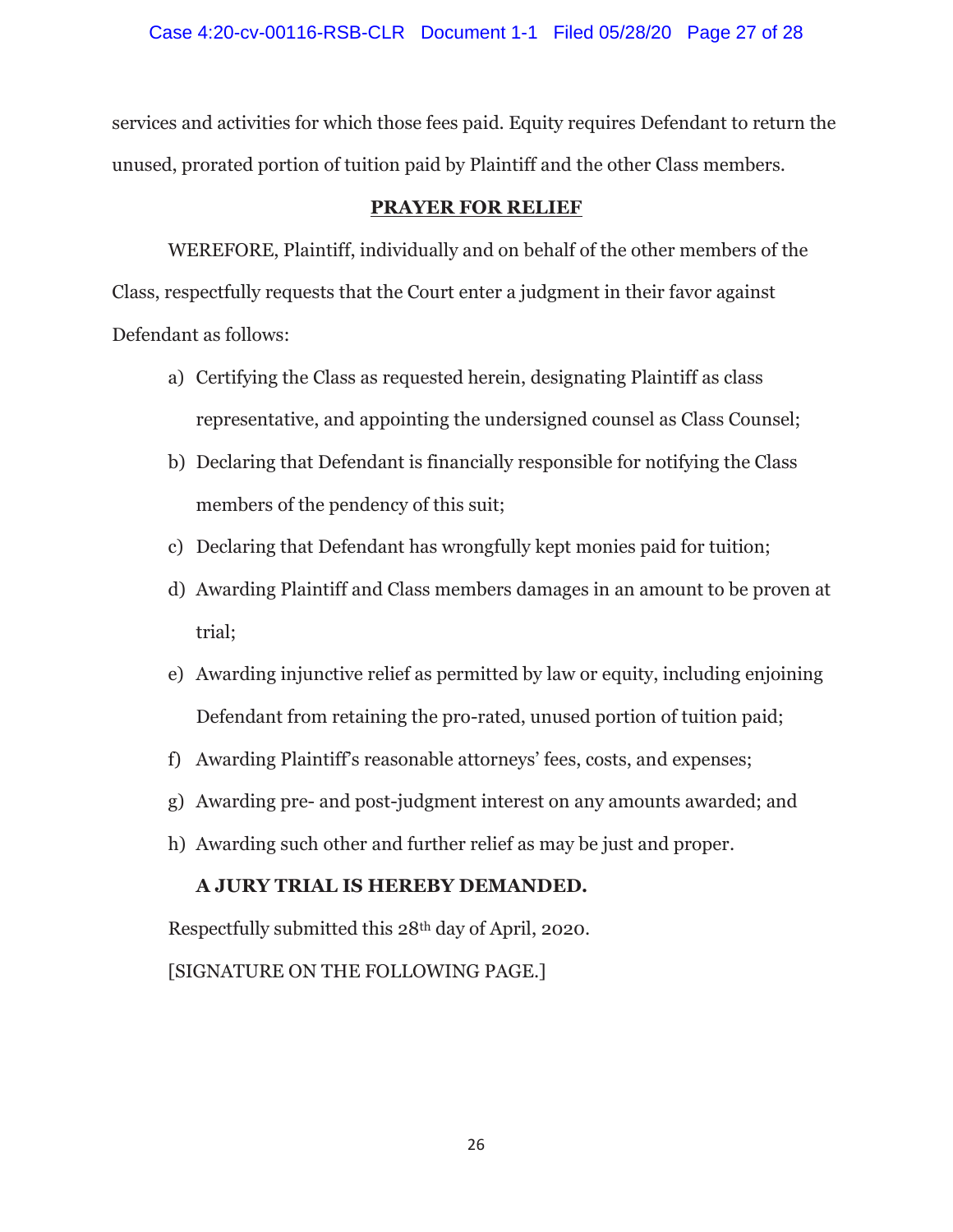services and activities for which those fees paid. Equity requires Defendant to return the unused, prorated portion of tuition paid by Plaintiff and the other Class members.

## PRAYER FOR RELIEF

WEREFORE, Plaintiff, individually and on behalf of the other members of the Class, respectfully requests that the Court enter a judgment in their favor against Defendant as follows:

a) Certifying the Class as requested herein, designating Plaintiff as class representative, and appointing the undersigned counsel as Class Counsel;

b) Declaring that Defendant is financially responsible for notifying the Class members of the pendency of this suit;

c) Declaring that Defendant has wrongfully kept monies paid for tuition;

d) Awarding Plaintiff and Class members damages in an amount to be proven at trial;

e) Awarding injunctive relief as permitted by law or equity, including enjoining Defendant from retaining the pro-rated, unused portion of tuition paid;

f) Awarding Plaintiff's reasonable attorneys' fees, costs, and expenses;

g) Awarding pre- and post-judgment interest on any amounts awarded; and

h) Awarding such other and further relief as may be just and proper.

**A JURY TRIAL IS HEREBY DEMANDED.**

Respectfully submitted this 28th day of April, 2020.

[SIGNATURE ON THE FOLLOWING PAGE.]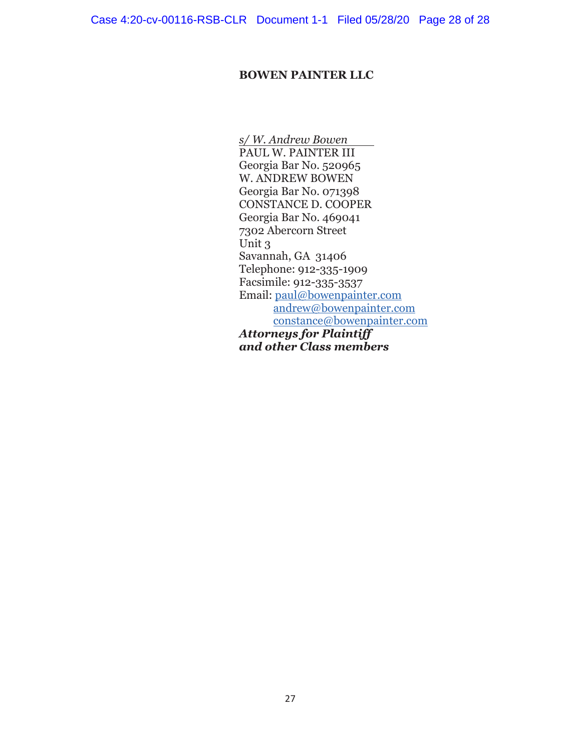**BOWEN PAINTER LLC**

*s/ W. Andrew Bowen*  
PAUL W. PAINTER III  
Georgia Bar No. 520965  
W. ANDREW BOWEN  
Georgia Bar No. 071398  
CONSTANCE D. COOPER  
Georgia Bar No. 469041  
7302 Abercorn Street  
Unit 3  
Savannah, GA 31406  
Telephone: 912-335-1909  
Facsimile: 912-335-3537  
Email: paul@bowenpainter.com  
andrew@bowenpainter.com  
constance@bowenpainter.com  
***Attorneys for Plaintiff and other Class members***